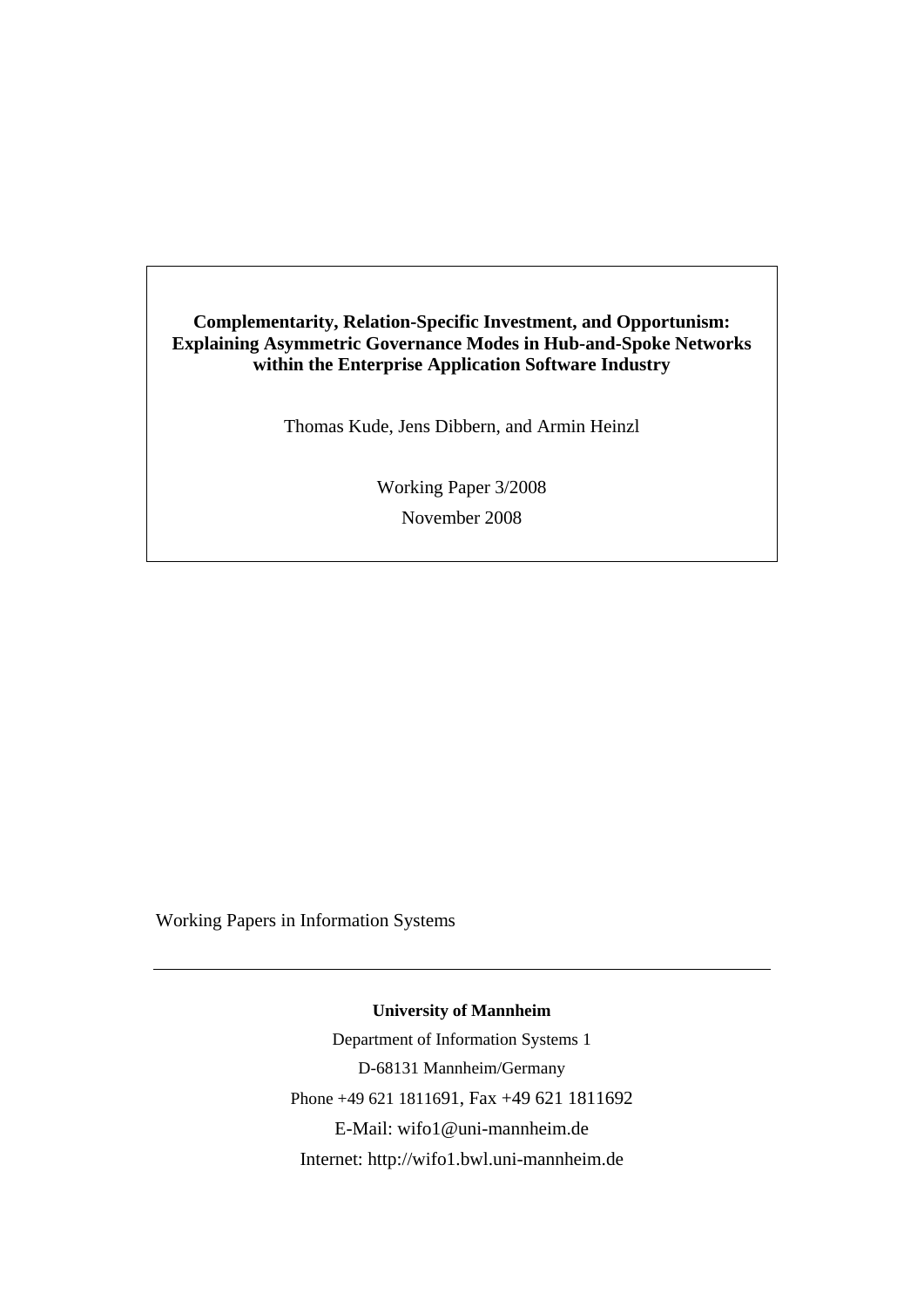**Complementarity, Relation-Specific Investment, and Opportunism: Explaining Asymmetric Governance Modes in Hub-and-Spoke Networks within the Enterprise Application Software Industry**

Thomas Kude, Jens Dibbern, and Armin Heinzl

Working Paper 3/2008

November 2008

Working Papers in Information Systems

---

**University of Mannheim**

Department of Information Systems 1

D-68131 Mannheim/Germany

Phone +49 621 1811691, Fax +49 621 1811692

E-Mail: wifo1@uni-mannheim.de

Internet: http://wifo1.bwl.uni-mannheim.de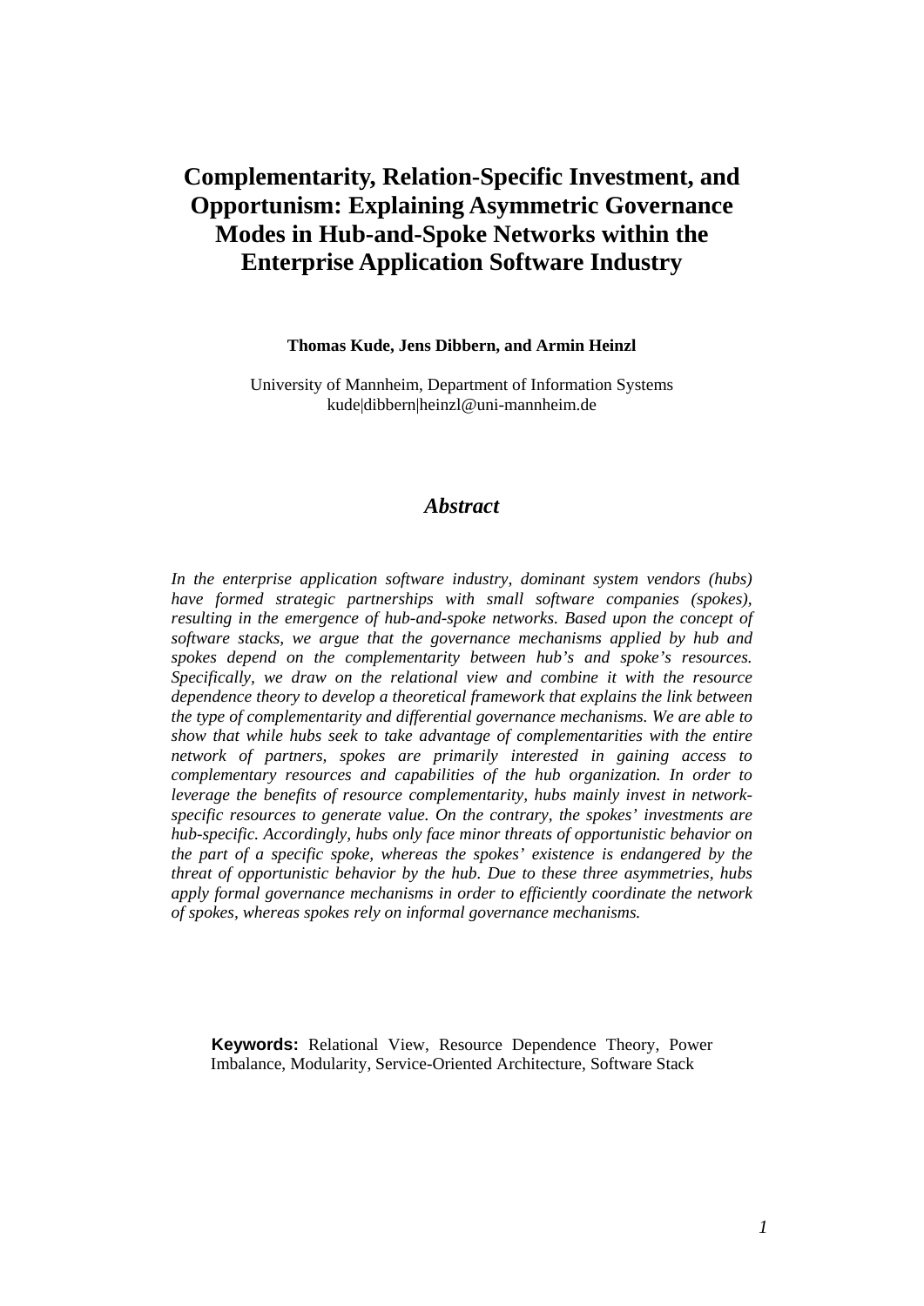# Complementarity, Relation-Specific Investment, and Opportunism: Explaining Asymmetric Governance Modes in Hub-and-Spoke Networks within the Enterprise Application Software Industry

**Thomas Kude, Jens Dibbern, and Armin Heinzl**

University of Mannheim, Department of Information Systems
kude|dibbern|heinzl@uni-mannheim.de

## *Abstract*

*In the enterprise application software industry, dominant system vendors (hubs) have formed strategic partnerships with small software companies (spokes), resulting in the emergence of hub-and-spoke networks. Based upon the concept of software stacks, we argue that the governance mechanisms applied by hub and spokes depend on the complementarity between hub's and spoke's resources. Specifically, we draw on the relational view and combine it with the resource dependence theory to develop a theoretical framework that explains the link between the type of complementarity and differential governance mechanisms. We are able to show that while hubs seek to take advantage of complementarities with the entire network of partners, spokes are primarily interested in gaining access to complementary resources and capabilities of the hub organization. In order to leverage the benefits of resource complementarity, hubs mainly invest in network-specific resources to generate value. On the contrary, the spokes' investments are hub-specific. Accordingly, hubs only face minor threats of opportunistic behavior on the part of a specific spoke, whereas the spokes' existence is endangered by the threat of opportunistic behavior by the hub. Due to these three asymmetries, hubs apply formal governance mechanisms in order to efficiently coordinate the network of spokes, whereas spokes rely on informal governance mechanisms.*

**Keywords:** Relational View, Resource Dependence Theory, Power Imbalance, Modularity, Service-Oriented Architecture, Software Stack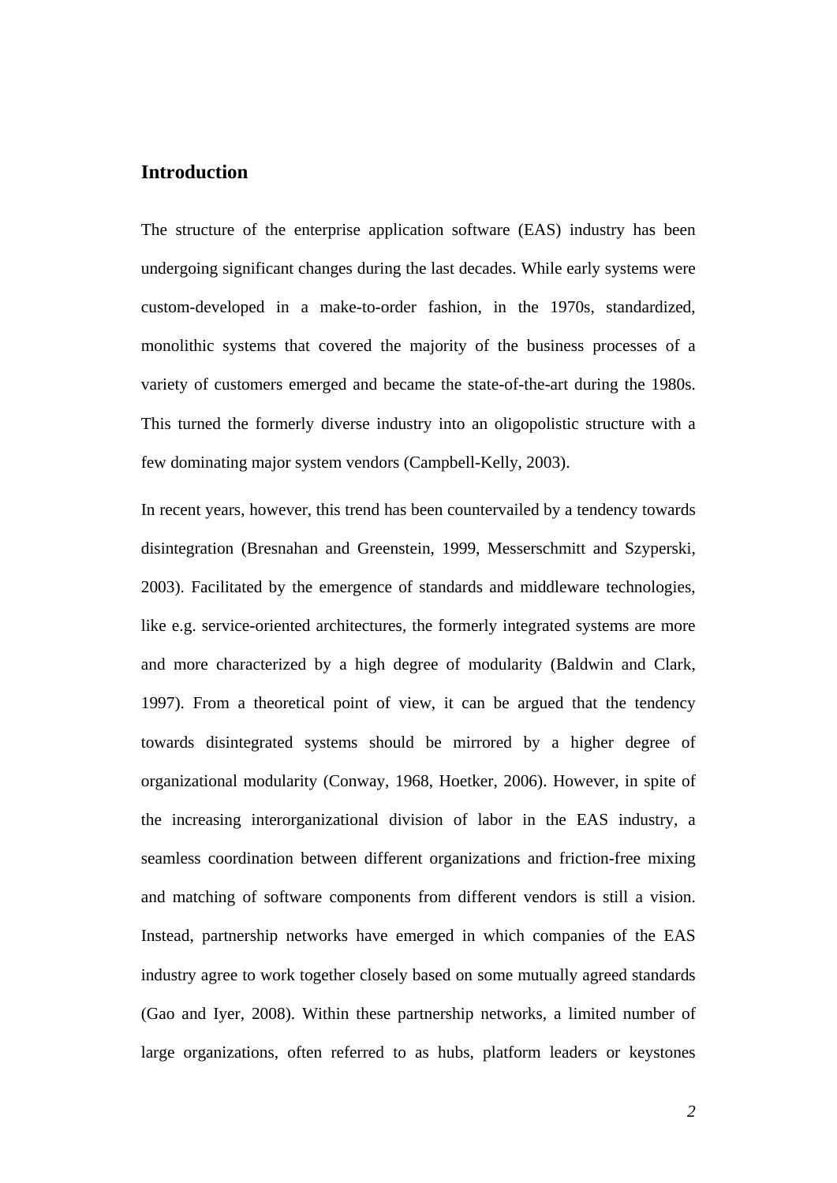## Introduction

The structure of the enterprise application software (EAS) industry has been undergoing significant changes during the last decades. While early systems were custom-developed in a make-to-order fashion, in the 1970s, standardized, monolithic systems that covered the majority of the business processes of a variety of customers emerged and became the state-of-the-art during the 1980s. This turned the formerly diverse industry into an oligopolistic structure with a few dominating major system vendors (Campbell-Kelly, 2003).

In recent years, however, this trend has been countervailed by a tendency towards disintegration (Bresnahan and Greenstein, 1999, Messerschmitt and Szyperski, 2003). Facilitated by the emergence of standards and middleware technologies, like e.g. service-oriented architectures, the formerly integrated systems are more and more characterized by a high degree of modularity (Baldwin and Clark, 1997). From a theoretical point of view, it can be argued that the tendency towards disintegrated systems should be mirrored by a higher degree of organizational modularity (Conway, 1968, Hoetker, 2006). However, in spite of the increasing interorganizational division of labor in the EAS industry, a seamless coordination between different organizations and friction-free mixing and matching of software components from different vendors is still a vision. Instead, partnership networks have emerged in which companies of the EAS industry agree to work together closely based on some mutually agreed standards (Gao and Iyer, 2008). Within these partnership networks, a limited number of large organizations, often referred to as hubs, platform leaders or keystones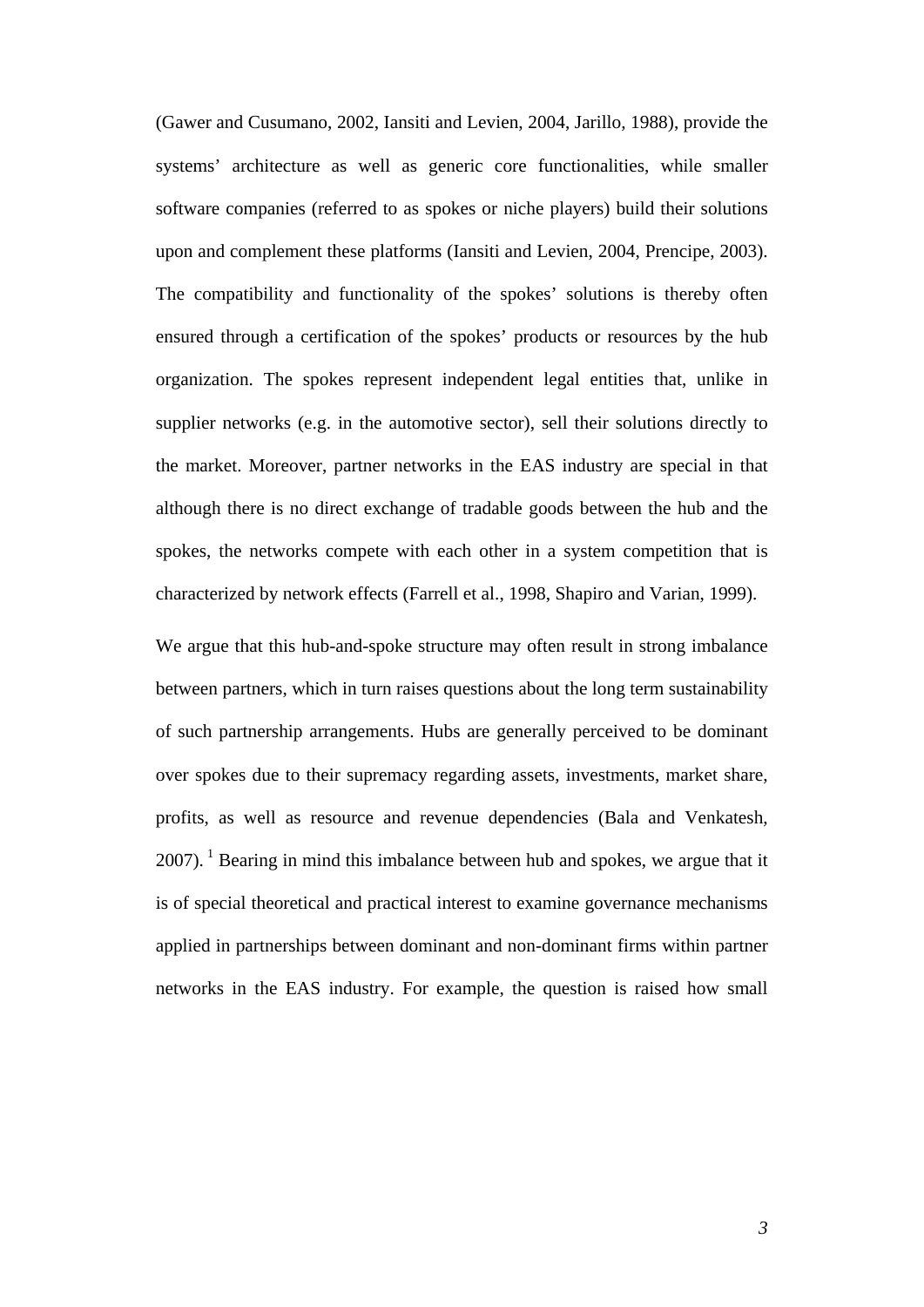(Gawer and Cusumano, 2002, Iansiti and Levien, 2004, Jarillo, 1988), provide the systems' architecture as well as generic core functionalities, while smaller software companies (referred to as spokes or niche players) build their solutions upon and complement these platforms (Iansiti and Levien, 2004, Prencipe, 2003). The compatibility and functionality of the spokes' solutions is thereby often ensured through a certification of the spokes' products or resources by the hub organization. The spokes represent independent legal entities that, unlike in supplier networks (e.g. in the automotive sector), sell their solutions directly to the market. Moreover, partner networks in the EAS industry are special in that although there is no direct exchange of tradable goods between the hub and the spokes, the networks compete with each other in a system competition that is characterized by network effects (Farrell et al., 1998, Shapiro and Varian, 1999).

We argue that this hub-and-spoke structure may often result in strong imbalance between partners, which in turn raises questions about the long term sustainability of such partnership arrangements. Hubs are generally perceived to be dominant over spokes due to their supremacy regarding assets, investments, market share, profits, as well as resource and revenue dependencies (Bala and Venkatesh, 2007). [1] Bearing in mind this imbalance between hub and spokes, we argue that it is of special theoretical and practical interest to examine governance mechanisms applied in partnerships between dominant and non-dominant firms within partner networks in the EAS industry. For example, the question is raised how small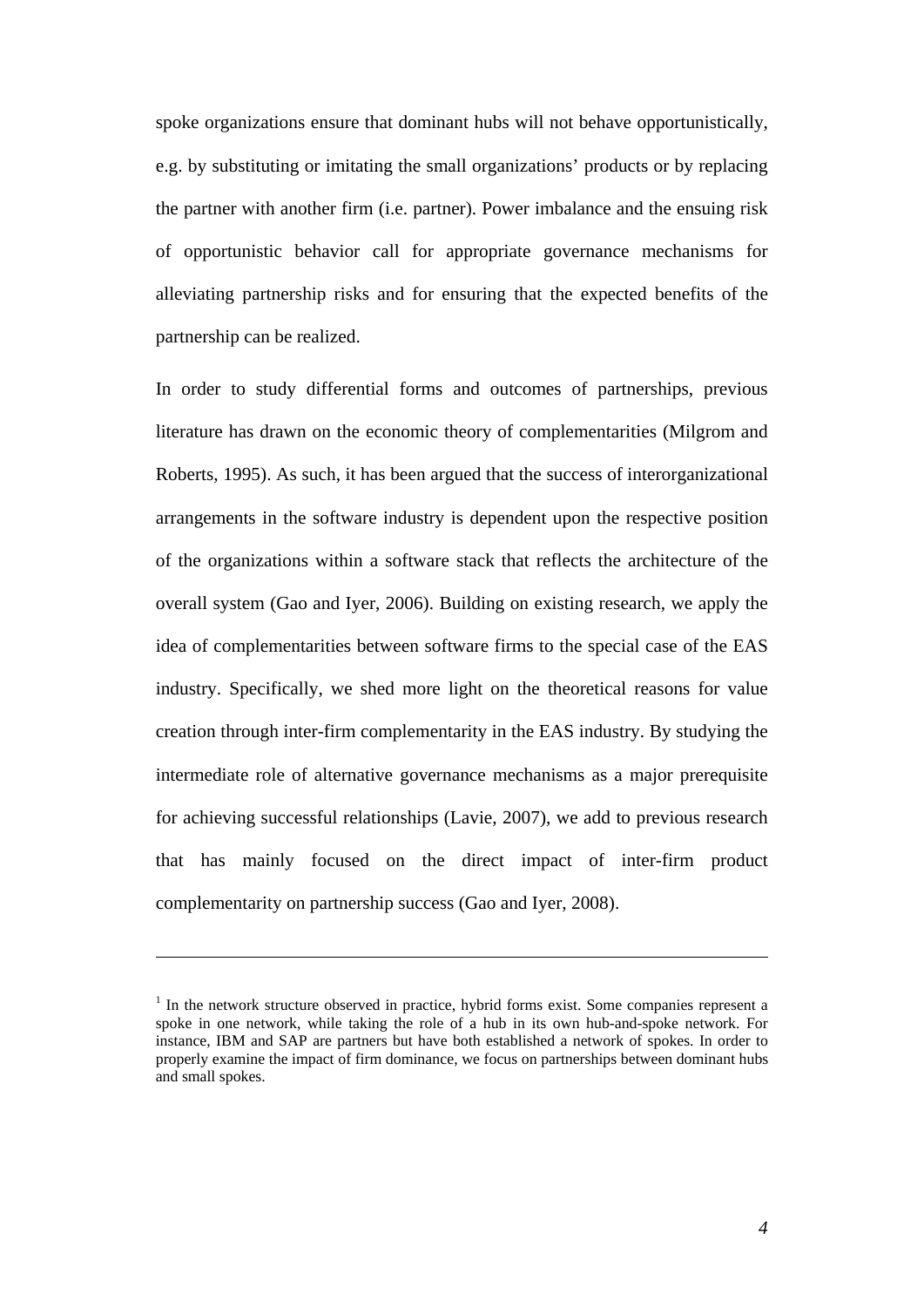spoke organizations ensure that dominant hubs will not behave opportunistically, e.g. by substituting or imitating the small organizations' products or by replacing the partner with another firm (i.e. partner). Power imbalance and the ensuing risk of opportunistic behavior call for appropriate governance mechanisms for alleviating partnership risks and for ensuring that the expected benefits of the partnership can be realized.

In order to study differential forms and outcomes of partnerships, previous literature has drawn on the economic theory of complementarities (Milgrom and Roberts, 1995). As such, it has been argued that the success of interorganizational arrangements in the software industry is dependent upon the respective position of the organizations within a software stack that reflects the architecture of the overall system (Gao and Iyer, 2006). Building on existing research, we apply the idea of complementarities between software firms to the special case of the EAS industry. Specifically, we shed more light on the theoretical reasons for value creation through inter-firm complementarity in the EAS industry. By studying the intermediate role of alternative governance mechanisms as a major prerequisite for achieving successful relationships (Lavie, 2007), we add to previous research that has mainly focused on the direct impact of inter-firm product complementarity on partnership success (Gao and Iyer, 2008).

---

[1] In the network structure observed in practice, hybrid forms exist. Some companies represent a spoke in one network, while taking the role of a hub in its own hub-and-spoke network. For instance, IBM and SAP are partners but have both established a network of spokes. In order to properly examine the impact of firm dominance, we focus on partnerships between dominant hubs and small spokes.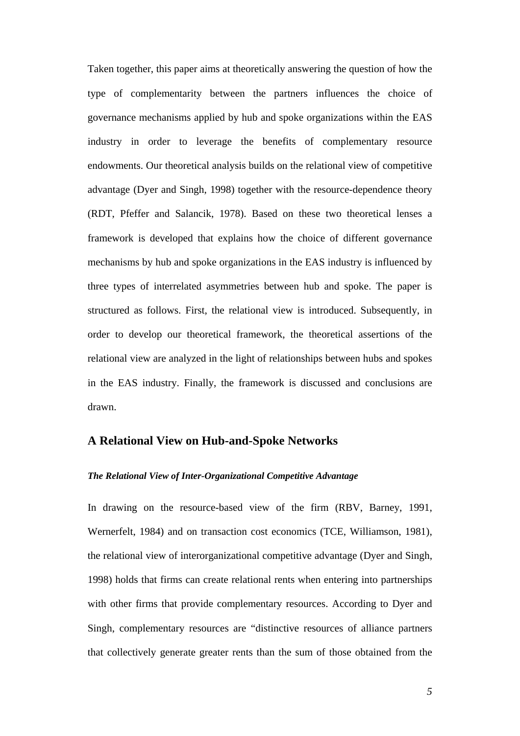Taken together, this paper aims at theoretically answering the question of how the type of complementarity between the partners influences the choice of governance mechanisms applied by hub and spoke organizations within the EAS industry in order to leverage the benefits of complementary resource endowments. Our theoretical analysis builds on the relational view of competitive advantage (Dyer and Singh, 1998) together with the resource-dependence theory (RDT, Pfeffer and Salancik, 1978). Based on these two theoretical lenses a framework is developed that explains how the choice of different governance mechanisms by hub and spoke organizations in the EAS industry is influenced by three types of interrelated asymmetries between hub and spoke. The paper is structured as follows. First, the relational view is introduced. Subsequently, in order to develop our theoretical framework, the theoretical assertions of the relational view are analyzed in the light of relationships between hubs and spokes in the EAS industry. Finally, the framework is discussed and conclusions are drawn.

## A Relational View on Hub-and-Spoke Networks

### *The Relational View of Inter-Organizational Competitive Advantage*

In drawing on the resource-based view of the firm (RBV, Barney, 1991, Wernerfelt, 1984) and on transaction cost economics (TCE, Williamson, 1981), the relational view of interorganizational competitive advantage (Dyer and Singh, 1998) holds that firms can create relational rents when entering into partnerships with other firms that provide complementary resources. According to Dyer and Singh, complementary resources are "distinctive resources of alliance partners that collectively generate greater rents than the sum of those obtained from the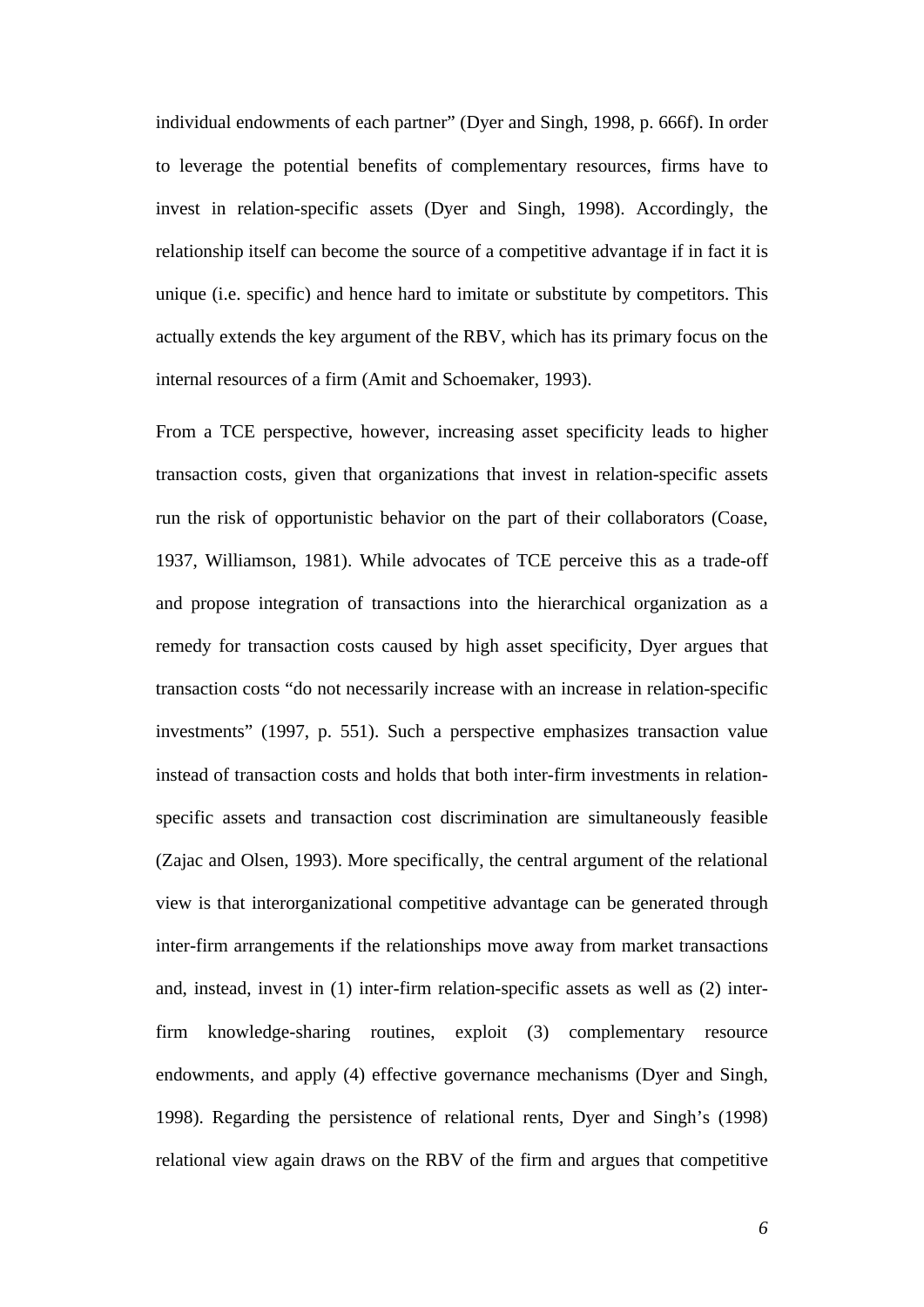individual endowments of each partner" (Dyer and Singh, 1998, p. 666f). In order to leverage the potential benefits of complementary resources, firms have to invest in relation-specific assets (Dyer and Singh, 1998). Accordingly, the relationship itself can become the source of a competitive advantage if in fact it is unique (i.e. specific) and hence hard to imitate or substitute by competitors. This actually extends the key argument of the RBV, which has its primary focus on the internal resources of a firm (Amit and Schoemaker, 1993).

From a TCE perspective, however, increasing asset specificity leads to higher transaction costs, given that organizations that invest in relation-specific assets run the risk of opportunistic behavior on the part of their collaborators (Coase, 1937, Williamson, 1981). While advocates of TCE perceive this as a trade-off and propose integration of transactions into the hierarchical organization as a remedy for transaction costs caused by high asset specificity, Dyer argues that transaction costs "do not necessarily increase with an increase in relation-specific investments" (1997, p. 551). Such a perspective emphasizes transaction value instead of transaction costs and holds that both inter-firm investments in relation-specific assets and transaction cost discrimination are simultaneously feasible (Zajac and Olsen, 1993). More specifically, the central argument of the relational view is that interorganizational competitive advantage can be generated through inter-firm arrangements if the relationships move away from market transactions and, instead, invest in (1) inter-firm relation-specific assets as well as (2) inter-firm knowledge-sharing routines, exploit (3) complementary resource endowments, and apply (4) effective governance mechanisms (Dyer and Singh, 1998). Regarding the persistence of relational rents, Dyer and Singh's (1998) relational view again draws on the RBV of the firm and argues that competitive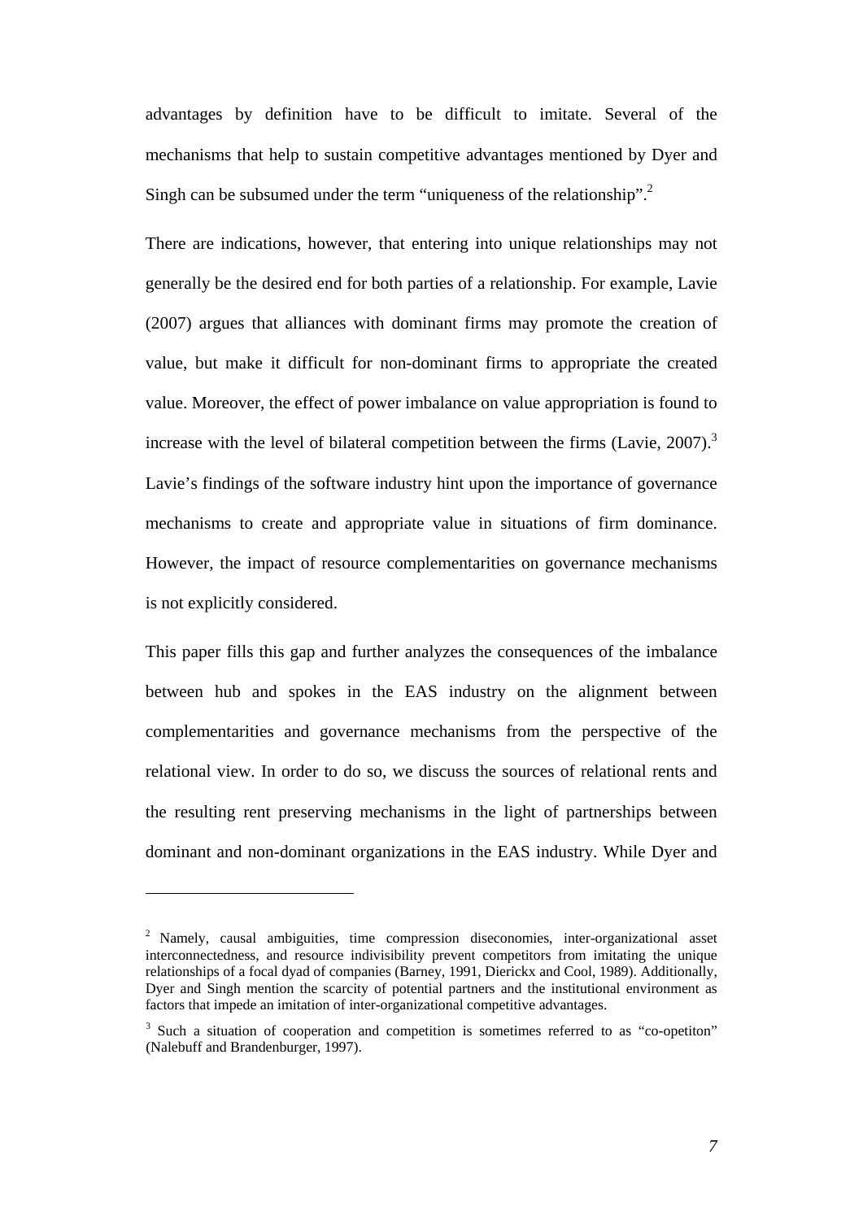advantages by definition have to be difficult to imitate. Several of the mechanisms that help to sustain competitive advantages mentioned by Dyer and Singh can be subsumed under the term "uniqueness of the relationship".[2]

There are indications, however, that entering into unique relationships may not generally be the desired end for both parties of a relationship. For example, Lavie (2007) argues that alliances with dominant firms may promote the creation of value, but make it difficult for non-dominant firms to appropriate the created value. Moreover, the effect of power imbalance on value appropriation is found to increase with the level of bilateral competition between the firms (Lavie, 2007).[3] Lavie's findings of the software industry hint upon the importance of governance mechanisms to create and appropriate value in situations of firm dominance. However, the impact of resource complementarities on governance mechanisms is not explicitly considered.

This paper fills this gap and further analyzes the consequences of the imbalance between hub and spokes in the EAS industry on the alignment between complementarities and governance mechanisms from the perspective of the relational view. In order to do so, we discuss the sources of relational rents and the resulting rent preserving mechanisms in the light of partnerships between dominant and non-dominant organizations in the EAS industry. While Dyer and

---

[2] Namely, causal ambiguities, time compression diseconomies, inter-organizational asset interconnectedness, and resource indivisibility prevent competitors from imitating the unique relationships of a focal dyad of companies (Barney, 1991, Dierickx and Cool, 1989). Additionally, Dyer and Singh mention the scarcity of potential partners and the institutional environment as factors that impede an imitation of inter-organizational competitive advantages.

[3] Such a situation of cooperation and competition is sometimes referred to as "co-opetiton" (Nalebuff and Brandenburger, 1997).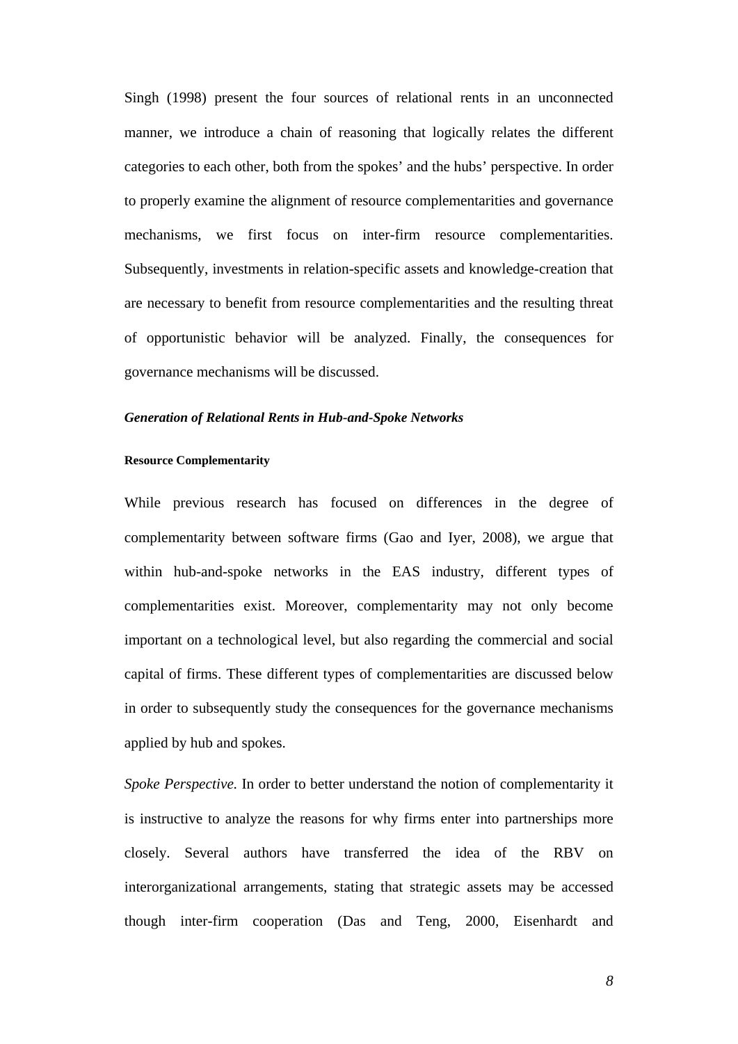Singh (1998) present the four sources of relational rents in an unconnected manner, we introduce a chain of reasoning that logically relates the different categories to each other, both from the spokes' and the hubs' perspective. In order to properly examine the alignment of resource complementarities and governance mechanisms, we first focus on inter-firm resource complementarities. Subsequently, investments in relation-specific assets and knowledge-creation that are necessary to benefit from resource complementarities and the resulting threat of opportunistic behavior will be analyzed. Finally, the consequences for governance mechanisms will be discussed.

### *Generation of Relational Rents in Hub-and-Spoke Networks*

#### Resource Complementarity

While previous research has focused on differences in the degree of complementarity between software firms (Gao and Iyer, 2008), we argue that within hub-and-spoke networks in the EAS industry, different types of complementarities exist. Moreover, complementarity may not only become important on a technological level, but also regarding the commercial and social capital of firms. These different types of complementarities are discussed below in order to subsequently study the consequences for the governance mechanisms applied by hub and spokes.

*Spoke Perspective.* In order to better understand the notion of complementarity it is instructive to analyze the reasons for why firms enter into partnerships more closely. Several authors have transferred the idea of the RBV on interorganizational arrangements, stating that strategic assets may be accessed though inter-firm cooperation (Das and Teng, 2000, Eisenhardt and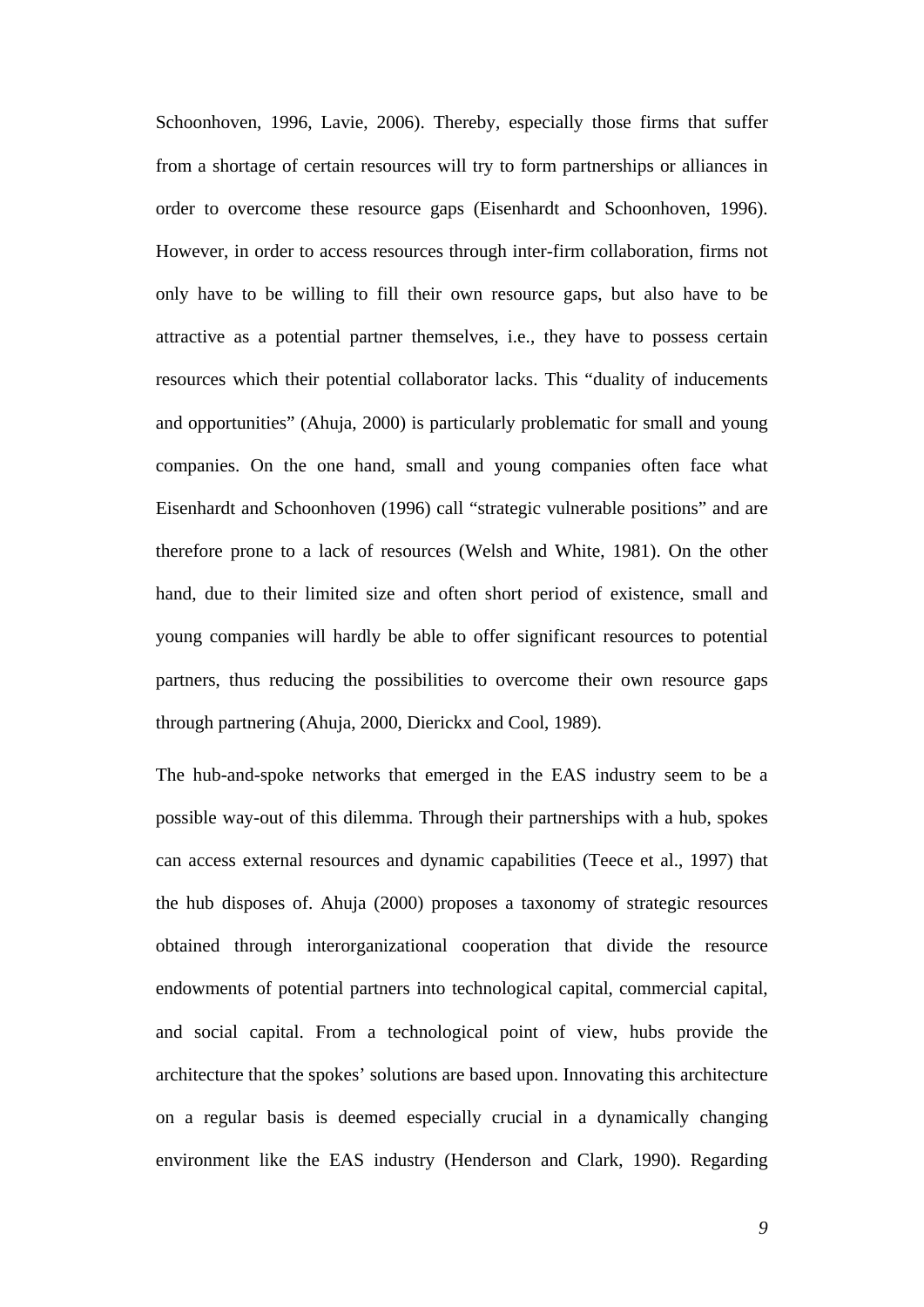Schoonhoven, 1996, Lavie, 2006). Thereby, especially those firms that suffer from a shortage of certain resources will try to form partnerships or alliances in order to overcome these resource gaps (Eisenhardt and Schoonhoven, 1996). However, in order to access resources through inter-firm collaboration, firms not only have to be willing to fill their own resource gaps, but also have to be attractive as a potential partner themselves, i.e., they have to possess certain resources which their potential collaborator lacks. This “duality of inducements and opportunities” (Ahuja, 2000) is particularly problematic for small and young companies. On the one hand, small and young companies often face what Eisenhardt and Schoonhoven (1996) call “strategic vulnerable positions” and are therefore prone to a lack of resources (Welsh and White, 1981). On the other hand, due to their limited size and often short period of existence, small and young companies will hardly be able to offer significant resources to potential partners, thus reducing the possibilities to overcome their own resource gaps through partnering (Ahuja, 2000, Dierickx and Cool, 1989).

The hub-and-spoke networks that emerged in the EAS industry seem to be a possible way-out of this dilemma. Through their partnerships with a hub, spokes can access external resources and dynamic capabilities (Teece et al., 1997) that the hub disposes of. Ahuja (2000) proposes a taxonomy of strategic resources obtained through interorganizational cooperation that divide the resource endowments of potential partners into technological capital, commercial capital, and social capital. From a technological point of view, hubs provide the architecture that the spokes’ solutions are based upon. Innovating this architecture on a regular basis is deemed especially crucial in a dynamically changing environment like the EAS industry (Henderson and Clark, 1990). Regarding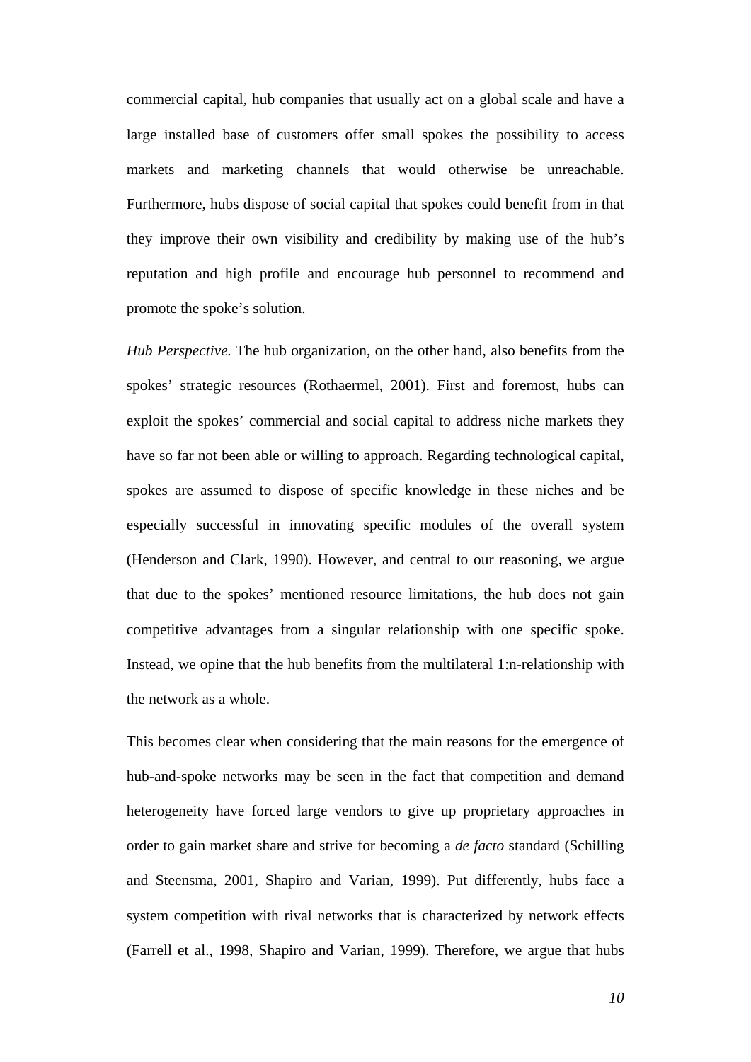commercial capital, hub companies that usually act on a global scale and have a large installed base of customers offer small spokes the possibility to access markets and marketing channels that would otherwise be unreachable. Furthermore, hubs dispose of social capital that spokes could benefit from in that they improve their own visibility and credibility by making use of the hub's reputation and high profile and encourage hub personnel to recommend and promote the spoke's solution.

*Hub Perspective.* The hub organization, on the other hand, also benefits from the spokes' strategic resources (Rothaermel, 2001). First and foremost, hubs can exploit the spokes' commercial and social capital to address niche markets they have so far not been able or willing to approach. Regarding technological capital, spokes are assumed to dispose of specific knowledge in these niches and be especially successful in innovating specific modules of the overall system (Henderson and Clark, 1990). However, and central to our reasoning, we argue that due to the spokes' mentioned resource limitations, the hub does not gain competitive advantages from a singular relationship with one specific spoke. Instead, we opine that the hub benefits from the multilateral 1:n-relationship with the network as a whole.

This becomes clear when considering that the main reasons for the emergence of hub-and-spoke networks may be seen in the fact that competition and demand heterogeneity have forced large vendors to give up proprietary approaches in order to gain market share and strive for becoming a *de facto* standard (Schilling and Steensma, 2001, Shapiro and Varian, 1999). Put differently, hubs face a system competition with rival networks that is characterized by network effects (Farrell et al., 1998, Shapiro and Varian, 1999). Therefore, we argue that hubs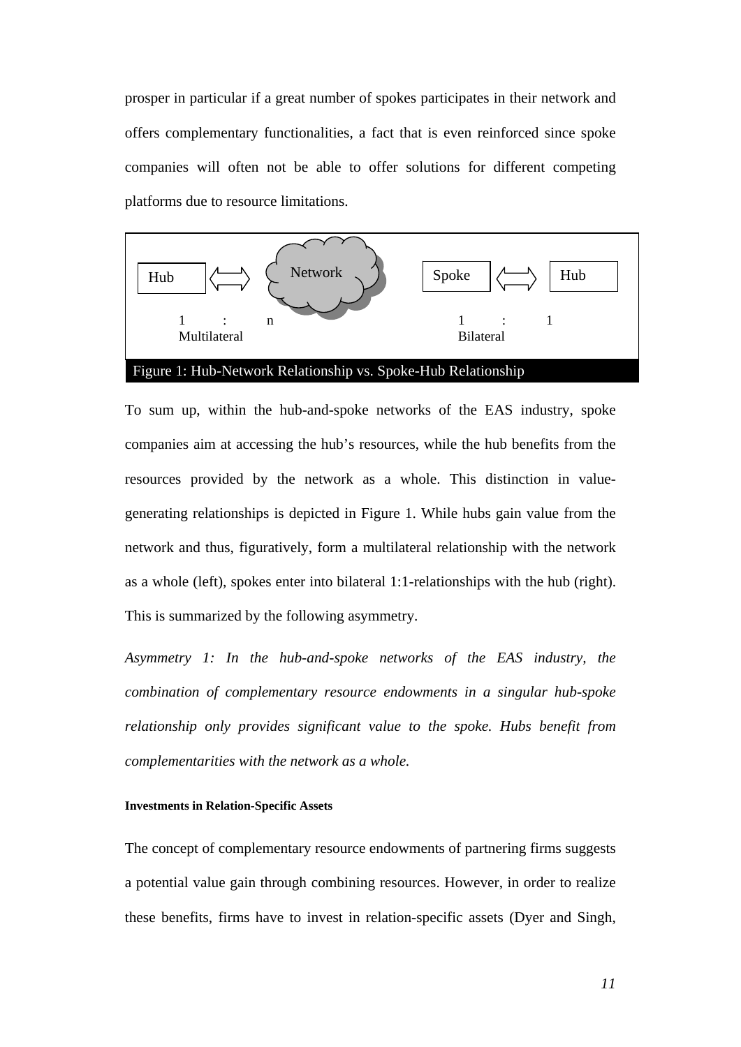prosper in particular if a great number of spokes participates in their network and offers complementary functionalities, a fact that is even reinforced since spoke companies will often not be able to offer solutions for different competing platforms due to resource limitations.

| Hub ⟺ Network | Spoke ⟺ Hub |
| --- | --- |
| 1 : n | 1 : 1 |
| Multilateral | Bilateral |

Figure 1: Hub-Network Relationship vs. Spoke-Hub Relationship

To sum up, within the hub-and-spoke networks of the EAS industry, spoke companies aim at accessing the hub's resources, while the hub benefits from the resources provided by the network as a whole. This distinction in value-generating relationships is depicted in Figure 1. While hubs gain value from the network and thus, figuratively, form a multilateral relationship with the network as a whole (left), spokes enter into bilateral 1:1-relationships with the hub (right). This is summarized by the following asymmetry.

*Asymmetry 1: In the hub-and-spoke networks of the EAS industry, the combination of complementary resource endowments in a singular hub-spoke relationship only provides significant value to the spoke. Hubs benefit from complementarities with the network as a whole.*

#### Investments in Relation-Specific Assets

The concept of complementary resource endowments of partnering firms suggests a potential value gain through combining resources. However, in order to realize these benefits, firms have to invest in relation-specific assets (Dyer and Singh,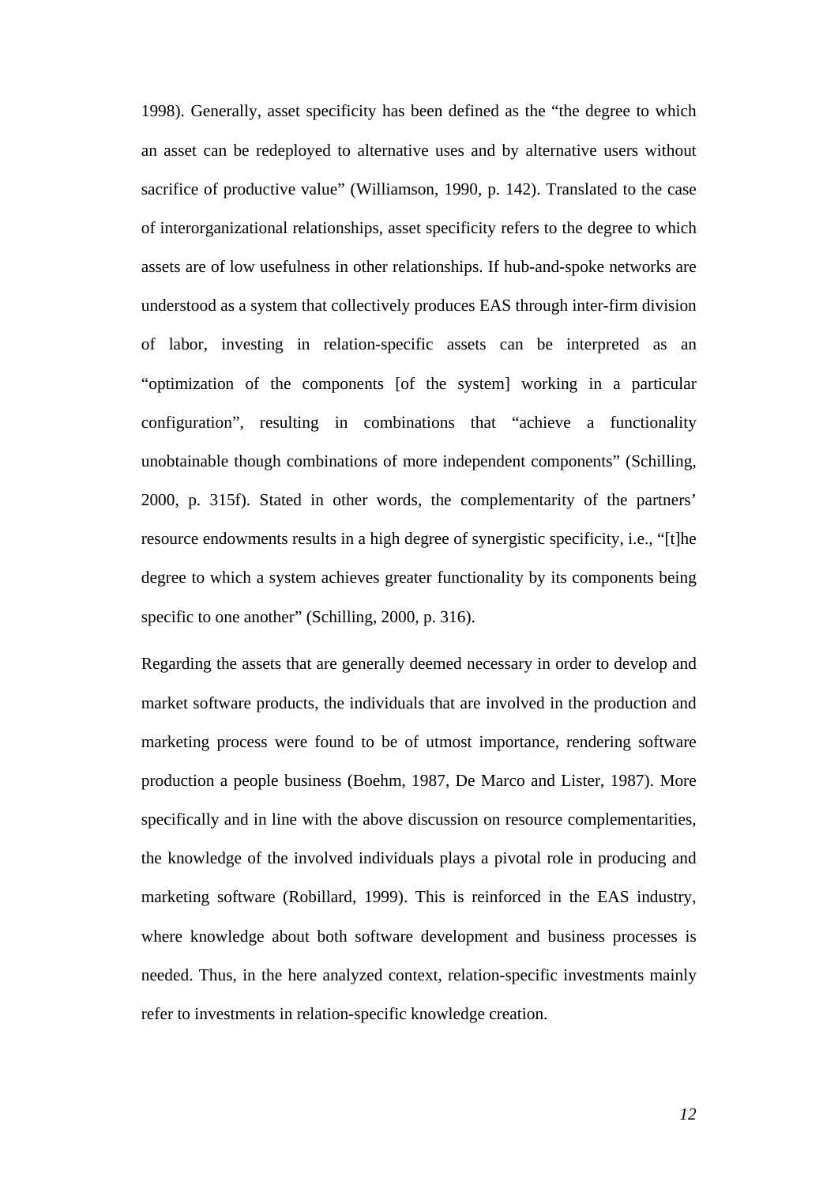1998). Generally, asset specificity has been defined as the "the degree to which an asset can be redeployed to alternative uses and by alternative users without sacrifice of productive value" (Williamson, 1990, p. 142). Translated to the case of interorganizational relationships, asset specificity refers to the degree to which assets are of low usefulness in other relationships. If hub-and-spoke networks are understood as a system that collectively produces EAS through inter-firm division of labor, investing in relation-specific assets can be interpreted as an "optimization of the components [of the system] working in a particular configuration", resulting in combinations that "achieve a functionality unobtainable though combinations of more independent components" (Schilling, 2000, p. 315f). Stated in other words, the complementarity of the partners' resource endowments results in a high degree of synergistic specificity, i.e., "[t]he degree to which a system achieves greater functionality by its components being specific to one another" (Schilling, 2000, p. 316).

Regarding the assets that are generally deemed necessary in order to develop and market software products, the individuals that are involved in the production and marketing process were found to be of utmost importance, rendering software production a people business (Boehm, 1987, De Marco and Lister, 1987). More specifically and in line with the above discussion on resource complementarities, the knowledge of the involved individuals plays a pivotal role in producing and marketing software (Robillard, 1999). This is reinforced in the EAS industry, where knowledge about both software development and business processes is needed. Thus, in the here analyzed context, relation-specific investments mainly refer to investments in relation-specific knowledge creation.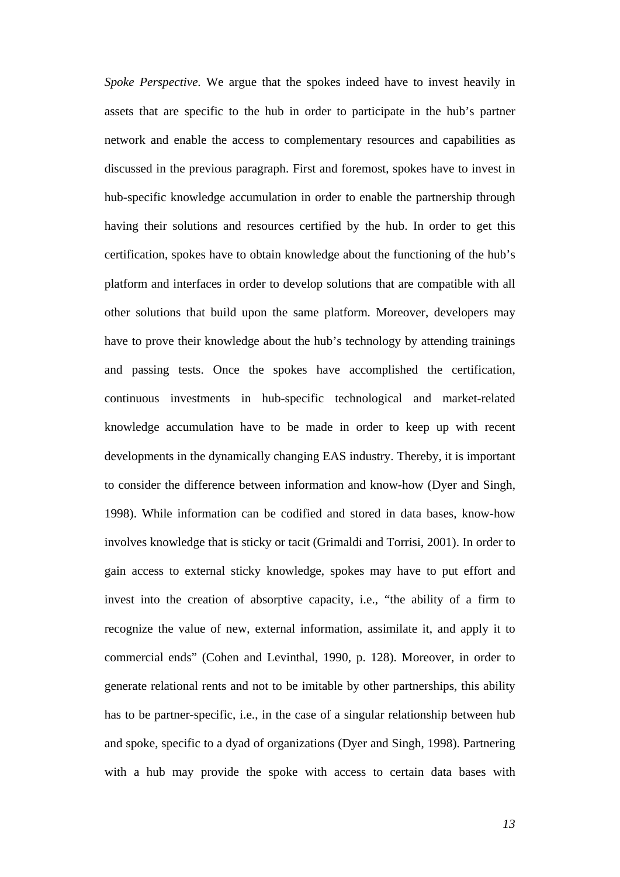*Spoke Perspective.* We argue that the spokes indeed have to invest heavily in assets that are specific to the hub in order to participate in the hub's partner network and enable the access to complementary resources and capabilities as discussed in the previous paragraph. First and foremost, spokes have to invest in hub-specific knowledge accumulation in order to enable the partnership through having their solutions and resources certified by the hub. In order to get this certification, spokes have to obtain knowledge about the functioning of the hub's platform and interfaces in order to develop solutions that are compatible with all other solutions that build upon the same platform. Moreover, developers may have to prove their knowledge about the hub's technology by attending trainings and passing tests. Once the spokes have accomplished the certification, continuous investments in hub-specific technological and market-related knowledge accumulation have to be made in order to keep up with recent developments in the dynamically changing EAS industry. Thereby, it is important to consider the difference between information and know-how (Dyer and Singh, 1998). While information can be codified and stored in data bases, know-how involves knowledge that is sticky or tacit (Grimaldi and Torrisi, 2001). In order to gain access to external sticky knowledge, spokes may have to put effort and invest into the creation of absorptive capacity, i.e., "the ability of a firm to recognize the value of new, external information, assimilate it, and apply it to commercial ends" (Cohen and Levinthal, 1990, p. 128). Moreover, in order to generate relational rents and not to be imitable by other partnerships, this ability has to be partner-specific, i.e., in the case of a singular relationship between hub and spoke, specific to a dyad of organizations (Dyer and Singh, 1998). Partnering with a hub may provide the spoke with access to certain data bases with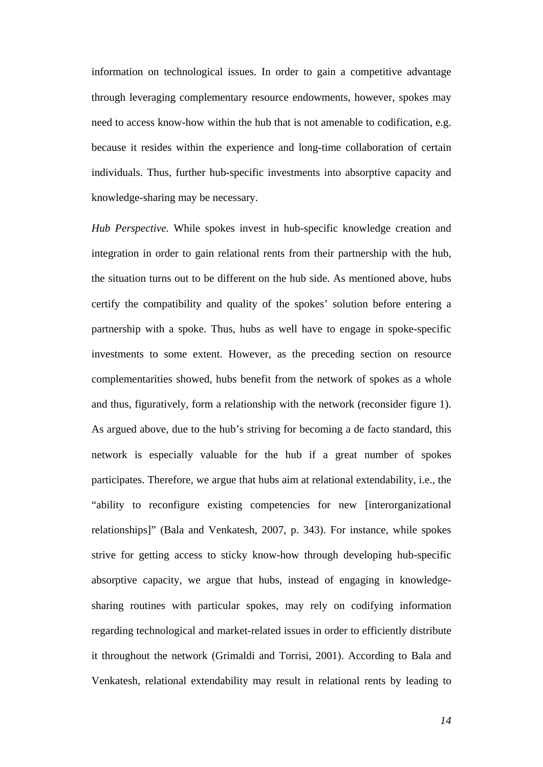information on technological issues. In order to gain a competitive advantage through leveraging complementary resource endowments, however, spokes may need to access know-how within the hub that is not amenable to codification, e.g. because it resides within the experience and long-time collaboration of certain individuals. Thus, further hub-specific investments into absorptive capacity and knowledge-sharing may be necessary.

*Hub Perspective.* While spokes invest in hub-specific knowledge creation and integration in order to gain relational rents from their partnership with the hub, the situation turns out to be different on the hub side. As mentioned above, hubs certify the compatibility and quality of the spokes' solution before entering a partnership with a spoke. Thus, hubs as well have to engage in spoke-specific investments to some extent. However, as the preceding section on resource complementarities showed, hubs benefit from the network of spokes as a whole and thus, figuratively, form a relationship with the network (reconsider figure 1). As argued above, due to the hub's striving for becoming a de facto standard, this network is especially valuable for the hub if a great number of spokes participates. Therefore, we argue that hubs aim at relational extendability, i.e., the "ability to reconfigure existing competencies for new [interorganizational relationships]" (Bala and Venkatesh, 2007, p. 343). For instance, while spokes strive for getting access to sticky know-how through developing hub-specific absorptive capacity, we argue that hubs, instead of engaging in knowledge-sharing routines with particular spokes, may rely on codifying information regarding technological and market-related issues in order to efficiently distribute it throughout the network (Grimaldi and Torrisi, 2001). According to Bala and Venkatesh, relational extendability may result in relational rents by leading to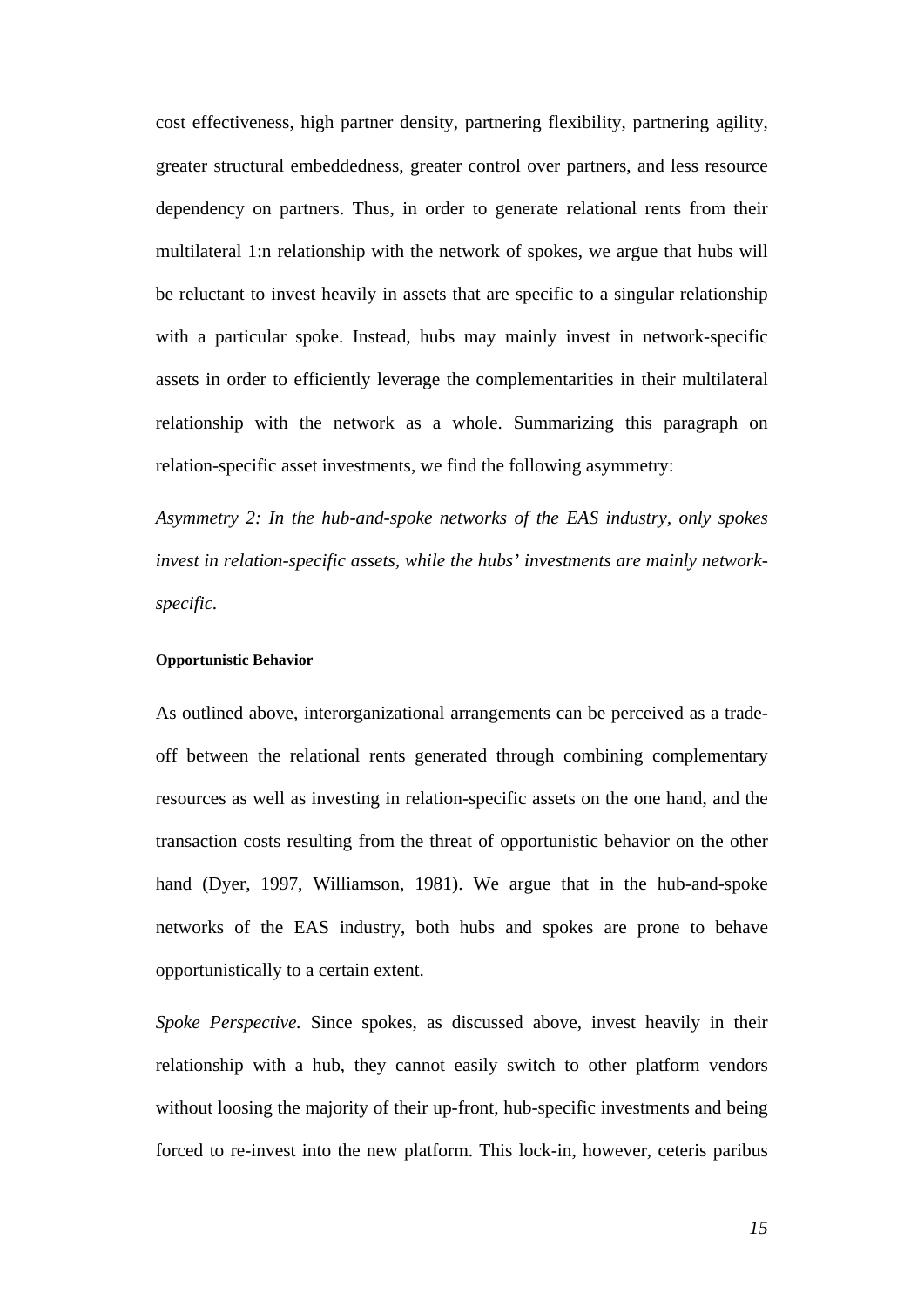cost effectiveness, high partner density, partnering flexibility, partnering agility, greater structural embeddedness, greater control over partners, and less resource dependency on partners. Thus, in order to generate relational rents from their multilateral 1:n relationship with the network of spokes, we argue that hubs will be reluctant to invest heavily in assets that are specific to a singular relationship with a particular spoke. Instead, hubs may mainly invest in network-specific assets in order to efficiently leverage the complementarities in their multilateral relationship with the network as a whole. Summarizing this paragraph on relation-specific asset investments, we find the following asymmetry:

*Asymmetry 2: In the hub-and-spoke networks of the EAS industry, only spokes invest in relation-specific assets, while the hubs' investments are mainly network-specific.*

#### Opportunistic Behavior

As outlined above, interorganizational arrangements can be perceived as a trade-off between the relational rents generated through combining complementary resources as well as investing in relation-specific assets on the one hand, and the transaction costs resulting from the threat of opportunistic behavior on the other hand (Dyer, 1997, Williamson, 1981). We argue that in the hub-and-spoke networks of the EAS industry, both hubs and spokes are prone to behave opportunistically to a certain extent.

*Spoke Perspective.* Since spokes, as discussed above, invest heavily in their relationship with a hub, they cannot easily switch to other platform vendors without loosing the majority of their up-front, hub-specific investments and being forced to re-invest into the new platform. This lock-in, however, ceteris paribus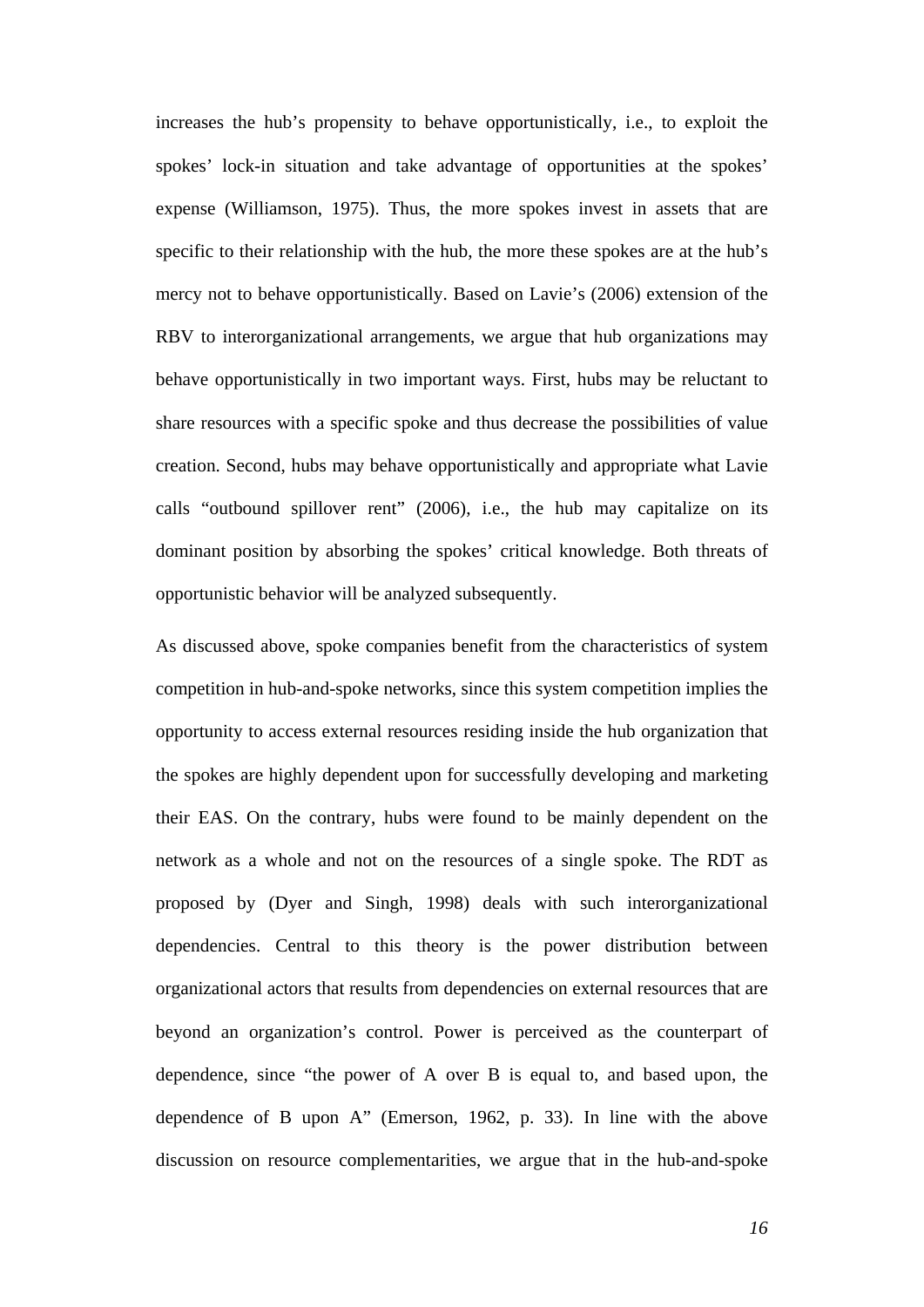increases the hub's propensity to behave opportunistically, i.e., to exploit the spokes' lock-in situation and take advantage of opportunities at the spokes' expense (Williamson, 1975). Thus, the more spokes invest in assets that are specific to their relationship with the hub, the more these spokes are at the hub's mercy not to behave opportunistically. Based on Lavie's (2006) extension of the RBV to interorganizational arrangements, we argue that hub organizations may behave opportunistically in two important ways. First, hubs may be reluctant to share resources with a specific spoke and thus decrease the possibilities of value creation. Second, hubs may behave opportunistically and appropriate what Lavie calls "outbound spillover rent" (2006), i.e., the hub may capitalize on its dominant position by absorbing the spokes' critical knowledge. Both threats of opportunistic behavior will be analyzed subsequently.

As discussed above, spoke companies benefit from the characteristics of system competition in hub-and-spoke networks, since this system competition implies the opportunity to access external resources residing inside the hub organization that the spokes are highly dependent upon for successfully developing and marketing their EAS. On the contrary, hubs were found to be mainly dependent on the network as a whole and not on the resources of a single spoke. The RDT as proposed by (Dyer and Singh, 1998) deals with such interorganizational dependencies. Central to this theory is the power distribution between organizational actors that results from dependencies on external resources that are beyond an organization's control. Power is perceived as the counterpart of dependence, since "the power of A over B is equal to, and based upon, the dependence of B upon A" (Emerson, 1962, p. 33). In line with the above discussion on resource complementarities, we argue that in the hub-and-spoke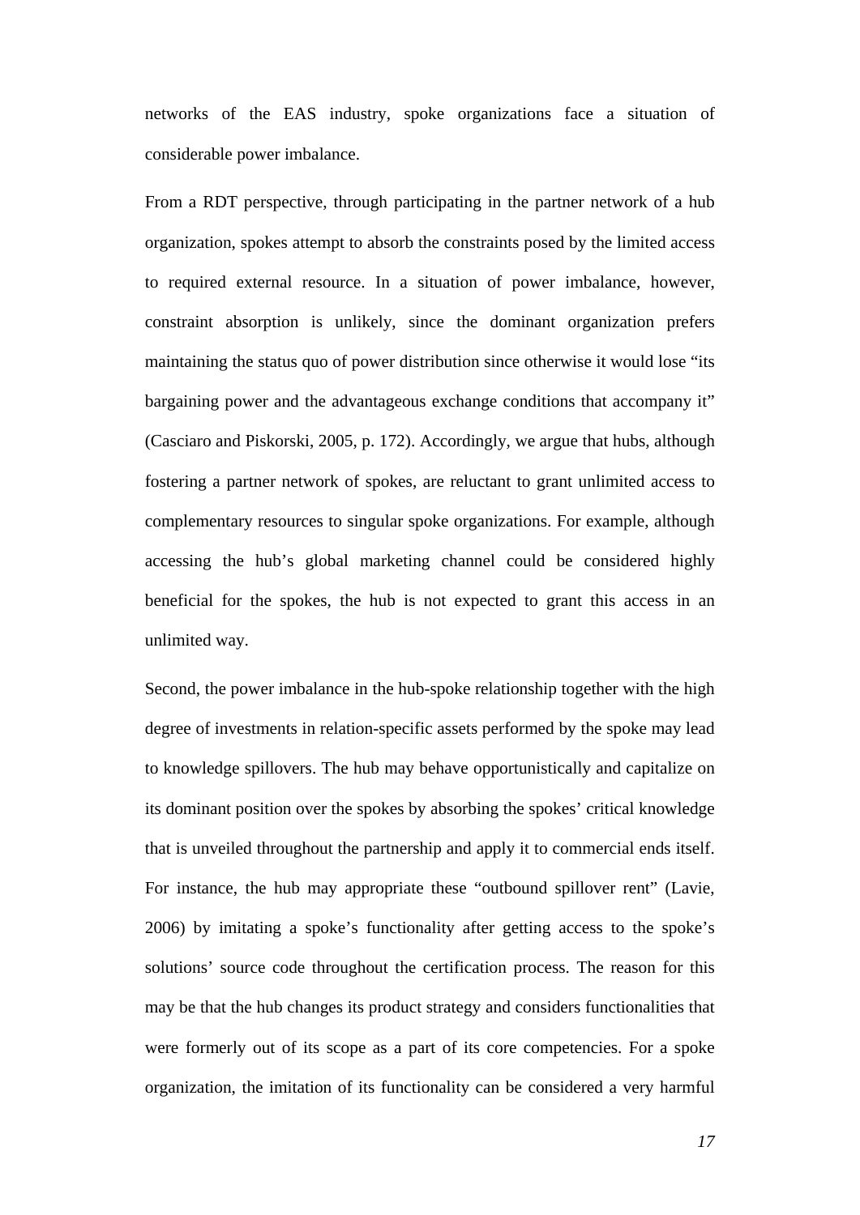networks of the EAS industry, spoke organizations face a situation of considerable power imbalance.

From a RDT perspective, through participating in the partner network of a hub organization, spokes attempt to absorb the constraints posed by the limited access to required external resource. In a situation of power imbalance, however, constraint absorption is unlikely, since the dominant organization prefers maintaining the status quo of power distribution since otherwise it would lose "its bargaining power and the advantageous exchange conditions that accompany it" (Casciaro and Piskorski, 2005, p. 172). Accordingly, we argue that hubs, although fostering a partner network of spokes, are reluctant to grant unlimited access to complementary resources to singular spoke organizations. For example, although accessing the hub's global marketing channel could be considered highly beneficial for the spokes, the hub is not expected to grant this access in an unlimited way.

Second, the power imbalance in the hub-spoke relationship together with the high degree of investments in relation-specific assets performed by the spoke may lead to knowledge spillovers. The hub may behave opportunistically and capitalize on its dominant position over the spokes by absorbing the spokes' critical knowledge that is unveiled throughout the partnership and apply it to commercial ends itself. For instance, the hub may appropriate these "outbound spillover rent" (Lavie, 2006) by imitating a spoke's functionality after getting access to the spoke's solutions' source code throughout the certification process. The reason for this may be that the hub changes its product strategy and considers functionalities that were formerly out of its scope as a part of its core competencies. For a spoke organization, the imitation of its functionality can be considered a very harmful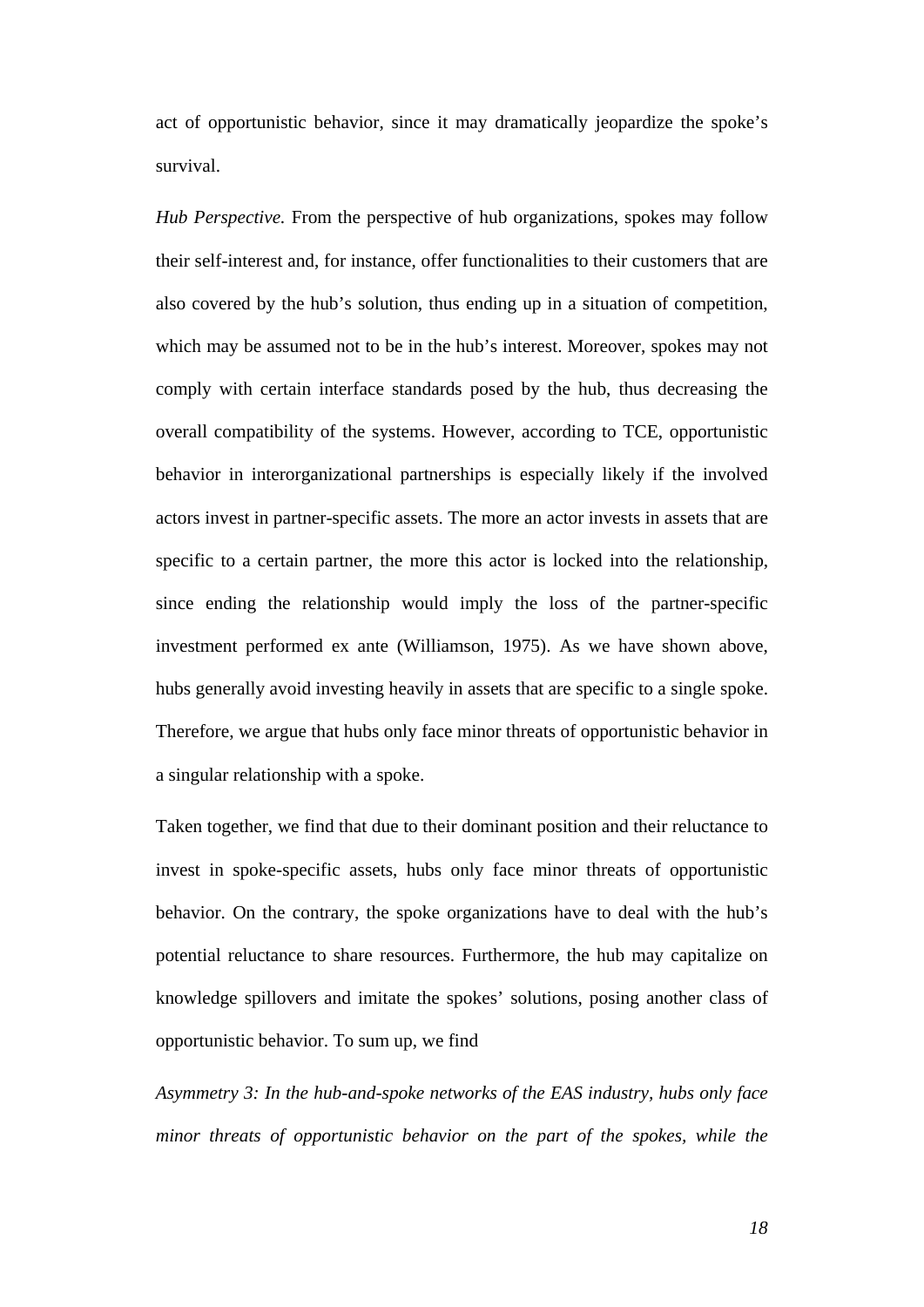act of opportunistic behavior, since it may dramatically jeopardize the spoke's survival.

*Hub Perspective.* From the perspective of hub organizations, spokes may follow their self-interest and, for instance, offer functionalities to their customers that are also covered by the hub's solution, thus ending up in a situation of competition, which may be assumed not to be in the hub's interest. Moreover, spokes may not comply with certain interface standards posed by the hub, thus decreasing the overall compatibility of the systems. However, according to TCE, opportunistic behavior in interorganizational partnerships is especially likely if the involved actors invest in partner-specific assets. The more an actor invests in assets that are specific to a certain partner, the more this actor is locked into the relationship, since ending the relationship would imply the loss of the partner-specific investment performed ex ante (Williamson, 1975). As we have shown above, hubs generally avoid investing heavily in assets that are specific to a single spoke. Therefore, we argue that hubs only face minor threats of opportunistic behavior in a singular relationship with a spoke.

Taken together, we find that due to their dominant position and their reluctance to invest in spoke-specific assets, hubs only face minor threats of opportunistic behavior. On the contrary, the spoke organizations have to deal with the hub's potential reluctance to share resources. Furthermore, the hub may capitalize on knowledge spillovers and imitate the spokes' solutions, posing another class of opportunistic behavior. To sum up, we find

*Asymmetry 3: In the hub-and-spoke networks of the EAS industry, hubs only face minor threats of opportunistic behavior on the part of the spokes, while the*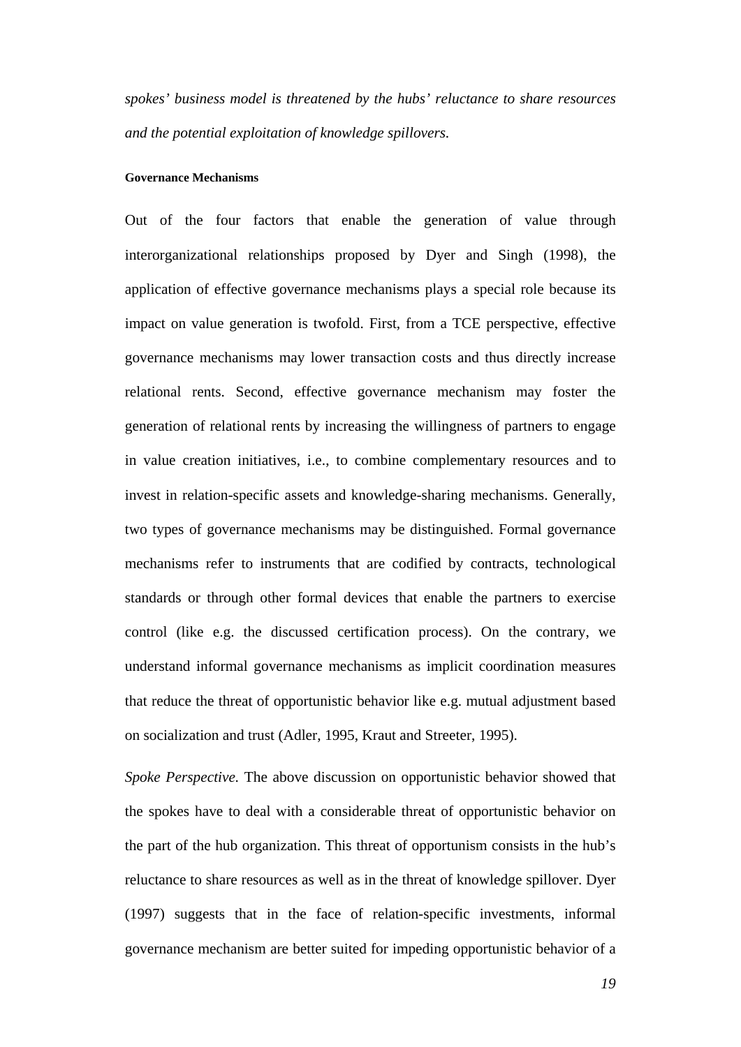*spokes' business model is threatened by the hubs' reluctance to share resources and the potential exploitation of knowledge spillovers.*

#### Governance Mechanisms

Out of the four factors that enable the generation of value through interorganizational relationships proposed by Dyer and Singh (1998), the application of effective governance mechanisms plays a special role because its impact on value generation is twofold. First, from a TCE perspective, effective governance mechanisms may lower transaction costs and thus directly increase relational rents. Second, effective governance mechanism may foster the generation of relational rents by increasing the willingness of partners to engage in value creation initiatives, i.e., to combine complementary resources and to invest in relation-specific assets and knowledge-sharing mechanisms. Generally, two types of governance mechanisms may be distinguished. Formal governance mechanisms refer to instruments that are codified by contracts, technological standards or through other formal devices that enable the partners to exercise control (like e.g. the discussed certification process). On the contrary, we understand informal governance mechanisms as implicit coordination measures that reduce the threat of opportunistic behavior like e.g. mutual adjustment based on socialization and trust (Adler, 1995, Kraut and Streeter, 1995).

*Spoke Perspective.* The above discussion on opportunistic behavior showed that the spokes have to deal with a considerable threat of opportunistic behavior on the part of the hub organization. This threat of opportunism consists in the hub's reluctance to share resources as well as in the threat of knowledge spillover. Dyer (1997) suggests that in the face of relation-specific investments, informal governance mechanism are better suited for impeding opportunistic behavior of a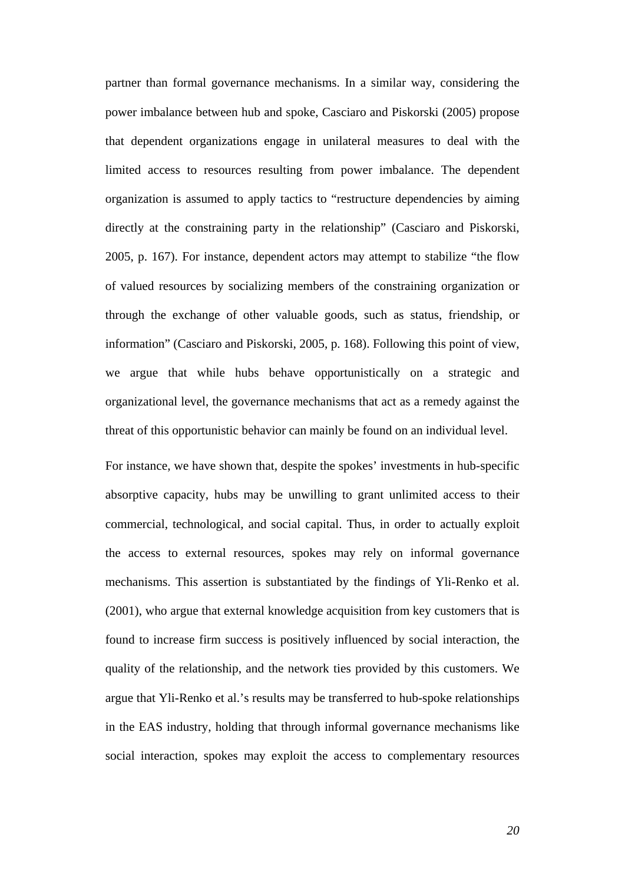partner than formal governance mechanisms. In a similar way, considering the power imbalance between hub and spoke, Casciaro and Piskorski (2005) propose that dependent organizations engage in unilateral measures to deal with the limited access to resources resulting from power imbalance. The dependent organization is assumed to apply tactics to "restructure dependencies by aiming directly at the constraining party in the relationship" (Casciaro and Piskorski, 2005, p. 167). For instance, dependent actors may attempt to stabilize "the flow of valued resources by socializing members of the constraining organization or through the exchange of other valuable goods, such as status, friendship, or information" (Casciaro and Piskorski, 2005, p. 168). Following this point of view, we argue that while hubs behave opportunistically on a strategic and organizational level, the governance mechanisms that act as a remedy against the threat of this opportunistic behavior can mainly be found on an individual level.

For instance, we have shown that, despite the spokes' investments in hub-specific absorptive capacity, hubs may be unwilling to grant unlimited access to their commercial, technological, and social capital. Thus, in order to actually exploit the access to external resources, spokes may rely on informal governance mechanisms. This assertion is substantiated by the findings of Yli-Renko et al. (2001), who argue that external knowledge acquisition from key customers that is found to increase firm success is positively influenced by social interaction, the quality of the relationship, and the network ties provided by this customers. We argue that Yli-Renko et al.'s results may be transferred to hub-spoke relationships in the EAS industry, holding that through informal governance mechanisms like social interaction, spokes may exploit the access to complementary resources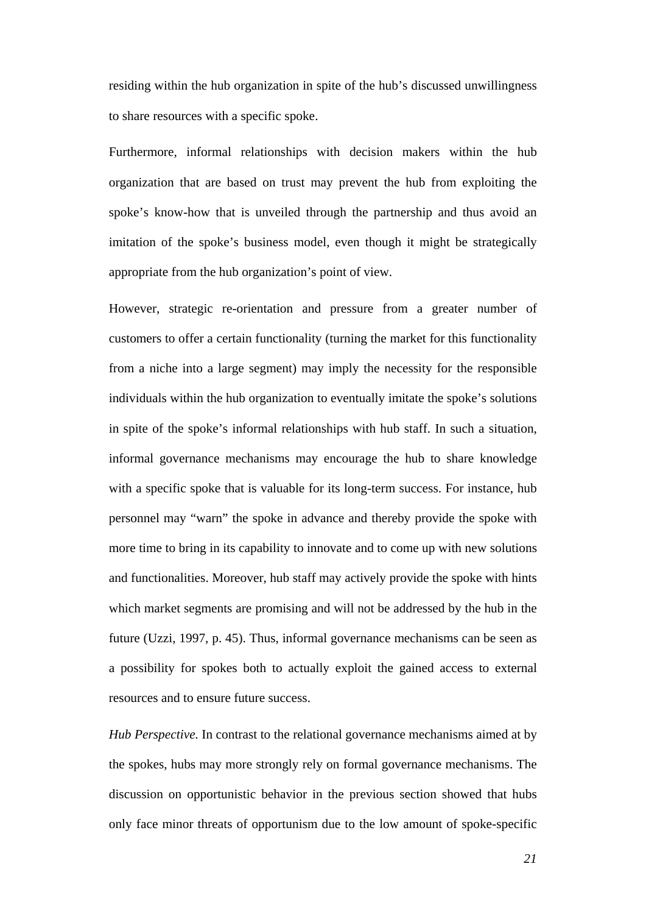residing within the hub organization in spite of the hub's discussed unwillingness to share resources with a specific spoke.

Furthermore, informal relationships with decision makers within the hub organization that are based on trust may prevent the hub from exploiting the spoke's know-how that is unveiled through the partnership and thus avoid an imitation of the spoke's business model, even though it might be strategically appropriate from the hub organization's point of view.

However, strategic re-orientation and pressure from a greater number of customers to offer a certain functionality (turning the market for this functionality from a niche into a large segment) may imply the necessity for the responsible individuals within the hub organization to eventually imitate the spoke's solutions in spite of the spoke's informal relationships with hub staff. In such a situation, informal governance mechanisms may encourage the hub to share knowledge with a specific spoke that is valuable for its long-term success. For instance, hub personnel may "warn" the spoke in advance and thereby provide the spoke with more time to bring in its capability to innovate and to come up with new solutions and functionalities. Moreover, hub staff may actively provide the spoke with hints which market segments are promising and will not be addressed by the hub in the future (Uzzi, 1997, p. 45). Thus, informal governance mechanisms can be seen as a possibility for spokes both to actually exploit the gained access to external resources and to ensure future success.

*Hub Perspective.* In contrast to the relational governance mechanisms aimed at by the spokes, hubs may more strongly rely on formal governance mechanisms. The discussion on opportunistic behavior in the previous section showed that hubs only face minor threats of opportunism due to the low amount of spoke-specific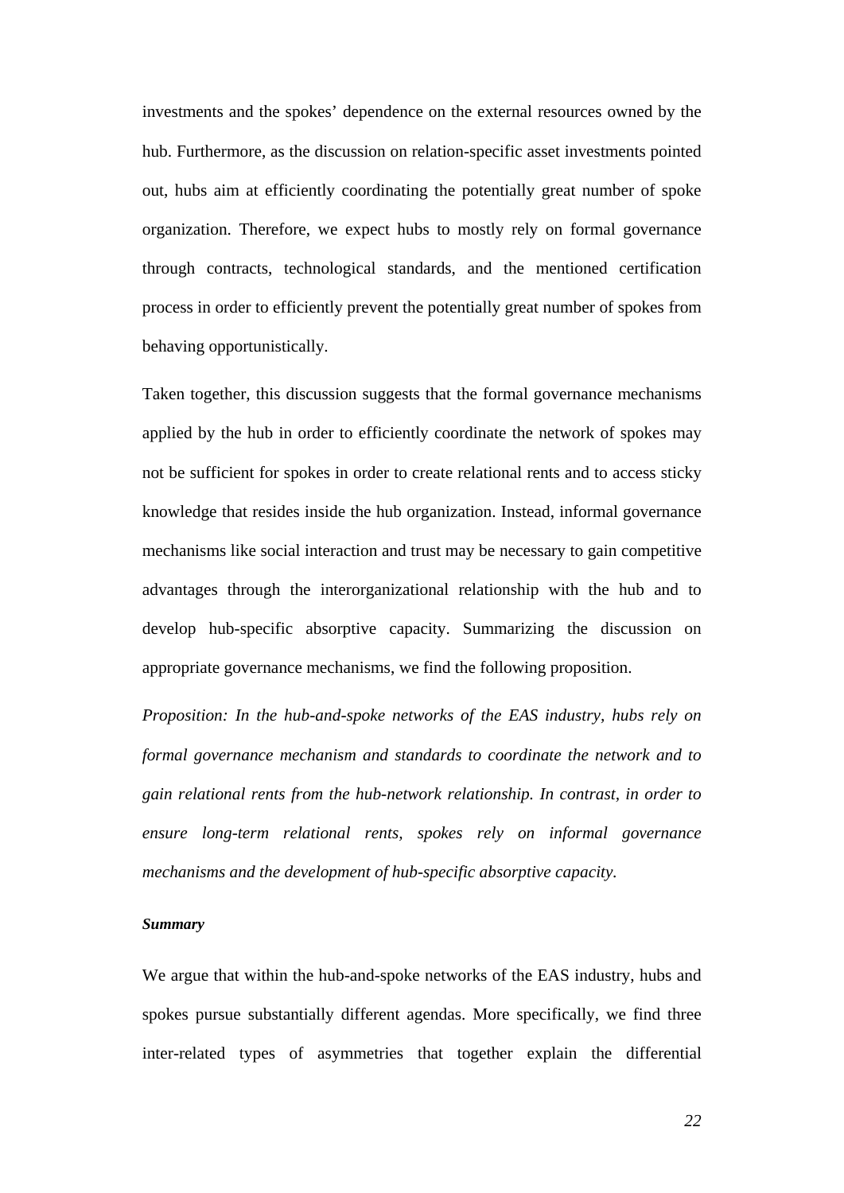investments and the spokes' dependence on the external resources owned by the hub. Furthermore, as the discussion on relation-specific asset investments pointed out, hubs aim at efficiently coordinating the potentially great number of spoke organization. Therefore, we expect hubs to mostly rely on formal governance through contracts, technological standards, and the mentioned certification process in order to efficiently prevent the potentially great number of spokes from behaving opportunistically.

Taken together, this discussion suggests that the formal governance mechanisms applied by the hub in order to efficiently coordinate the network of spokes may not be sufficient for spokes in order to create relational rents and to access sticky knowledge that resides inside the hub organization. Instead, informal governance mechanisms like social interaction and trust may be necessary to gain competitive advantages through the interorganizational relationship with the hub and to develop hub-specific absorptive capacity. Summarizing the discussion on appropriate governance mechanisms, we find the following proposition.

*Proposition: In the hub-and-spoke networks of the EAS industry, hubs rely on formal governance mechanism and standards to coordinate the network and to gain relational rents from the hub-network relationship. In contrast, in order to ensure long-term relational rents, spokes rely on informal governance mechanisms and the development of hub-specific absorptive capacity.*

#### ***Summary***

We argue that within the hub-and-spoke networks of the EAS industry, hubs and spokes pursue substantially different agendas. More specifically, we find three inter-related types of asymmetries that together explain the differential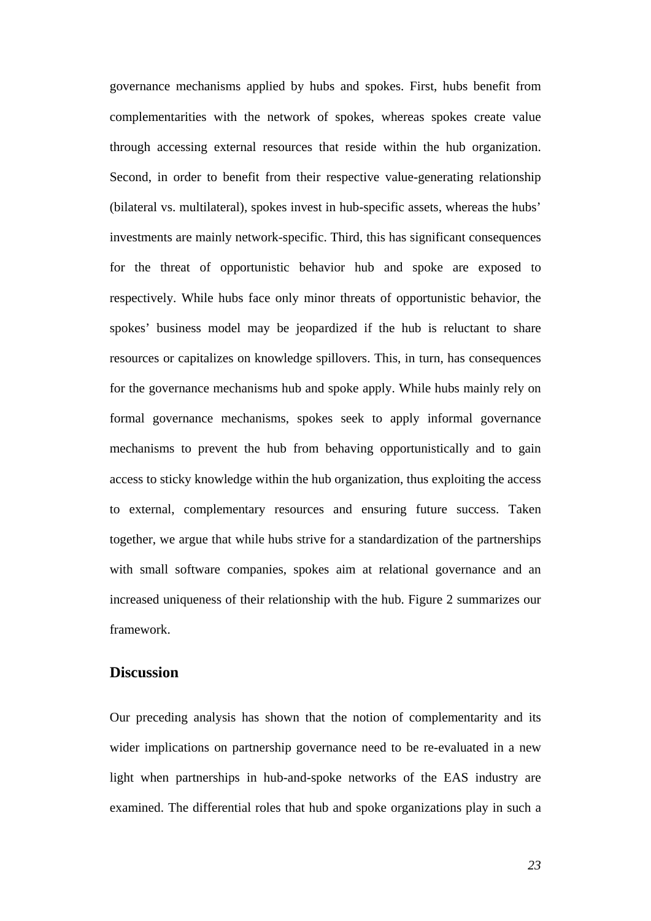governance mechanisms applied by hubs and spokes. First, hubs benefit from complementarities with the network of spokes, whereas spokes create value through accessing external resources that reside within the hub organization. Second, in order to benefit from their respective value-generating relationship (bilateral vs. multilateral), spokes invest in hub-specific assets, whereas the hubs' investments are mainly network-specific. Third, this has significant consequences for the threat of opportunistic behavior hub and spoke are exposed to respectively. While hubs face only minor threats of opportunistic behavior, the spokes' business model may be jeopardized if the hub is reluctant to share resources or capitalizes on knowledge spillovers. This, in turn, has consequences for the governance mechanisms hub and spoke apply. While hubs mainly rely on formal governance mechanisms, spokes seek to apply informal governance mechanisms to prevent the hub from behaving opportunistically and to gain access to sticky knowledge within the hub organization, thus exploiting the access to external, complementary resources and ensuring future success. Taken together, we argue that while hubs strive for a standardization of the partnerships with small software companies, spokes aim at relational governance and an increased uniqueness of their relationship with the hub. Figure 2 summarizes our framework.

## Discussion

Our preceding analysis has shown that the notion of complementarity and its wider implications on partnership governance need to be re-evaluated in a new light when partnerships in hub-and-spoke networks of the EAS industry are examined. The differential roles that hub and spoke organizations play in such a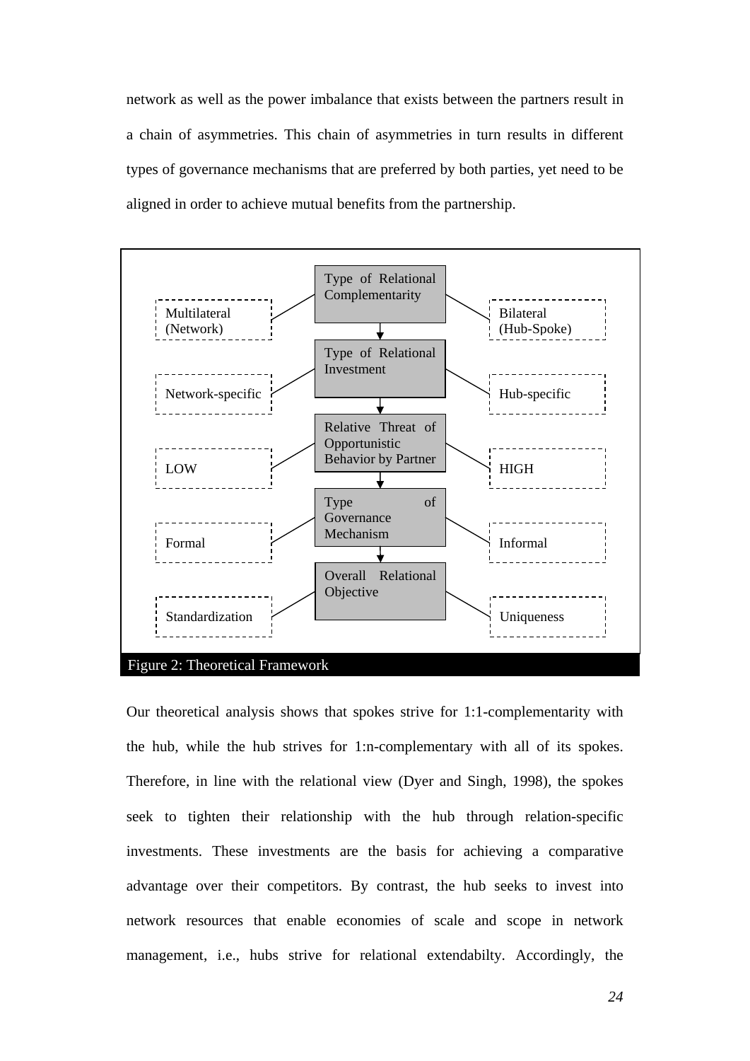network as well as the power imbalance that exists between the partners result in a chain of asymmetries. This chain of asymmetries in turn results in different types of governance mechanisms that are preferred by both parties, yet need to be aligned in order to achieve mutual benefits from the partnership.

| | | |
|---|---|---|
| Multilateral (Network) | Type of Relational Complementarity | Bilateral (Hub-Spoke) |
| Network-specific | Type of Relational Investment | Hub-specific |
| LOW | Relative Threat of Opportunistic Behavior by Partner | HIGH |
| Formal | Type of Governance Mechanism | Informal |
| Standardization | Overall Relational Objective | Uniqueness |

Figure 2: Theoretical Framework

Our theoretical analysis shows that spokes strive for 1:1-complementarity with the hub, while the hub strives for 1:n-complementary with all of its spokes. Therefore, in line with the relational view (Dyer and Singh, 1998), the spokes seek to tighten their relationship with the hub through relation-specific investments. These investments are the basis for achieving a comparative advantage over their competitors. By contrast, the hub seeks to invest into network resources that enable economies of scale and scope in network management, i.e., hubs strive for relational extendabilty. Accordingly, the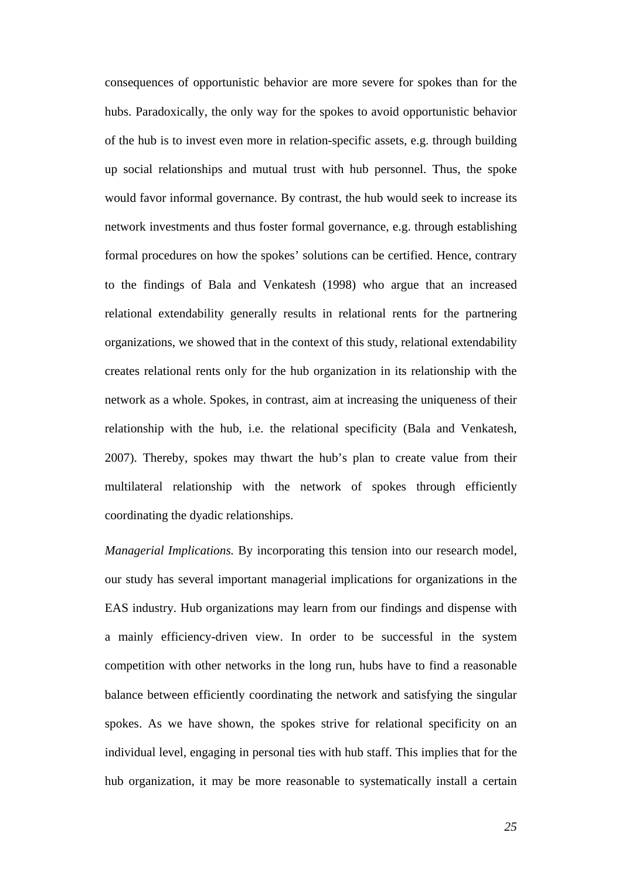consequences of opportunistic behavior are more severe for spokes than for the hubs. Paradoxically, the only way for the spokes to avoid opportunistic behavior of the hub is to invest even more in relation-specific assets, e.g. through building up social relationships and mutual trust with hub personnel. Thus, the spoke would favor informal governance. By contrast, the hub would seek to increase its network investments and thus foster formal governance, e.g. through establishing formal procedures on how the spokes' solutions can be certified. Hence, contrary to the findings of Bala and Venkatesh (1998) who argue that an increased relational extendability generally results in relational rents for the partnering organizations, we showed that in the context of this study, relational extendability creates relational rents only for the hub organization in its relationship with the network as a whole. Spokes, in contrast, aim at increasing the uniqueness of their relationship with the hub, i.e. the relational specificity (Bala and Venkatesh, 2007). Thereby, spokes may thwart the hub's plan to create value from their multilateral relationship with the network of spokes through efficiently coordinating the dyadic relationships.

*Managerial Implications.* By incorporating this tension into our research model, our study has several important managerial implications for organizations in the EAS industry. Hub organizations may learn from our findings and dispense with a mainly efficiency-driven view. In order to be successful in the system competition with other networks in the long run, hubs have to find a reasonable balance between efficiently coordinating the network and satisfying the singular spokes. As we have shown, the spokes strive for relational specificity on an individual level, engaging in personal ties with hub staff. This implies that for the hub organization, it may be more reasonable to systematically install a certain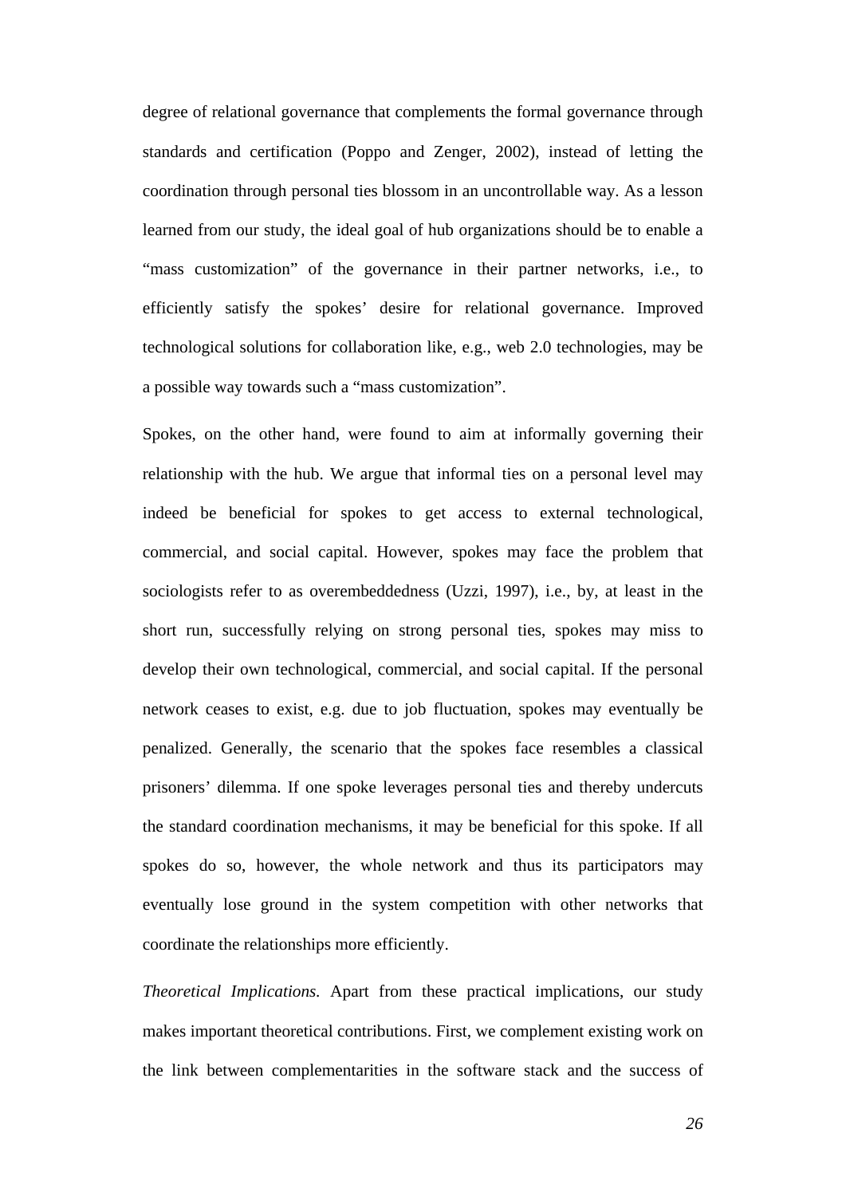degree of relational governance that complements the formal governance through standards and certification (Poppo and Zenger, 2002), instead of letting the coordination through personal ties blossom in an uncontrollable way. As a lesson learned from our study, the ideal goal of hub organizations should be to enable a "mass customization" of the governance in their partner networks, i.e., to efficiently satisfy the spokes' desire for relational governance. Improved technological solutions for collaboration like, e.g., web 2.0 technologies, may be a possible way towards such a "mass customization".

Spokes, on the other hand, were found to aim at informally governing their relationship with the hub. We argue that informal ties on a personal level may indeed be beneficial for spokes to get access to external technological, commercial, and social capital. However, spokes may face the problem that sociologists refer to as overembeddedness (Uzzi, 1997), i.e., by, at least in the short run, successfully relying on strong personal ties, spokes may miss to develop their own technological, commercial, and social capital. If the personal network ceases to exist, e.g. due to job fluctuation, spokes may eventually be penalized. Generally, the scenario that the spokes face resembles a classical prisoners' dilemma. If one spoke leverages personal ties and thereby undercuts the standard coordination mechanisms, it may be beneficial for this spoke. If all spokes do so, however, the whole network and thus its participators may eventually lose ground in the system competition with other networks that coordinate the relationships more efficiently.

*Theoretical Implications.* Apart from these practical implications, our study makes important theoretical contributions. First, we complement existing work on the link between complementarities in the software stack and the success of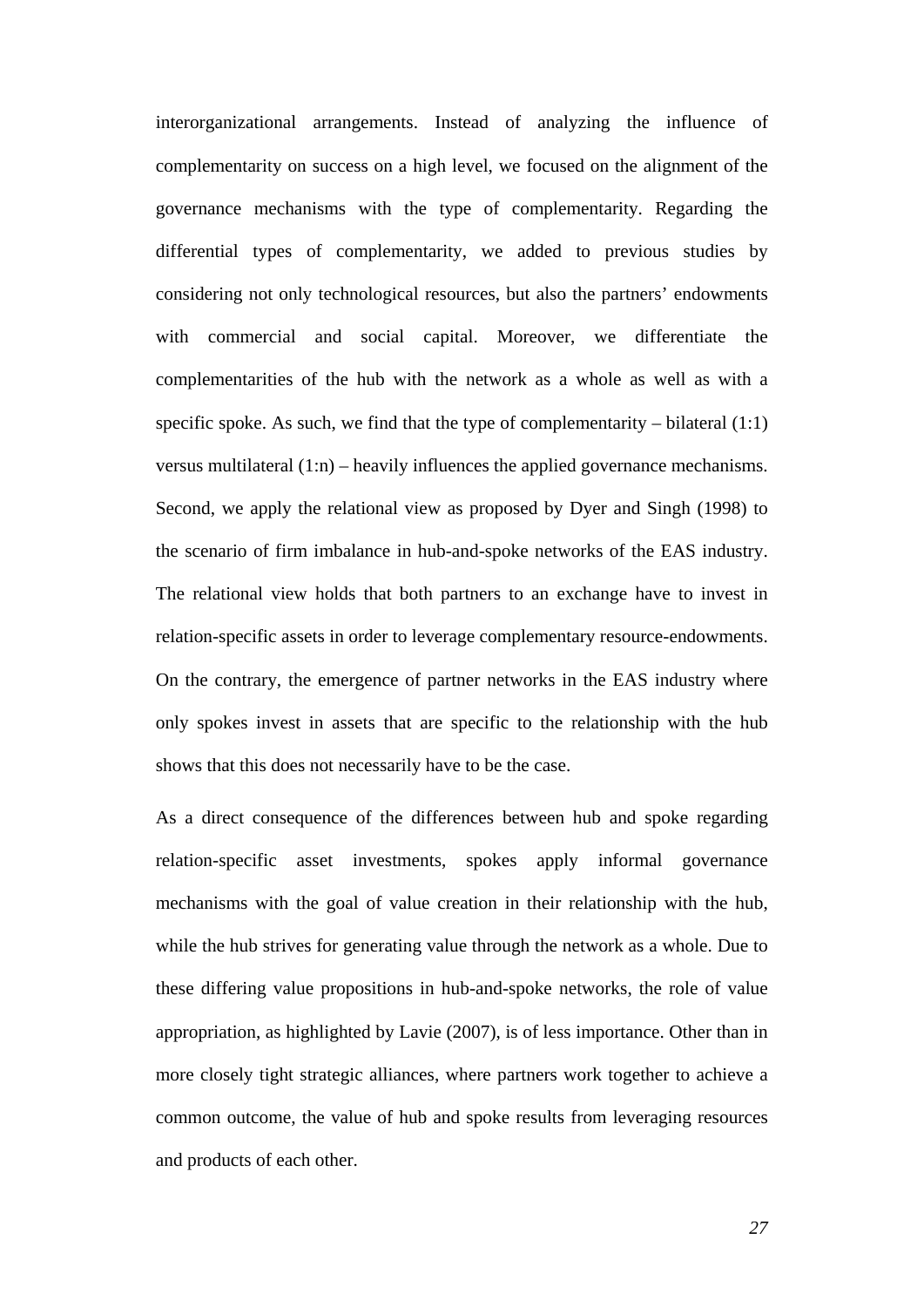interorganizational arrangements. Instead of analyzing the influence of complementarity on success on a high level, we focused on the alignment of the governance mechanisms with the type of complementarity. Regarding the differential types of complementarity, we added to previous studies by considering not only technological resources, but also the partners' endowments with commercial and social capital. Moreover, we differentiate the complementarities of the hub with the network as a whole as well as with a specific spoke. As such, we find that the type of complementarity – bilateral (1:1) versus multilateral (1:n) – heavily influences the applied governance mechanisms. Second, we apply the relational view as proposed by Dyer and Singh (1998) to the scenario of firm imbalance in hub-and-spoke networks of the EAS industry. The relational view holds that both partners to an exchange have to invest in relation-specific assets in order to leverage complementary resource-endowments. On the contrary, the emergence of partner networks in the EAS industry where only spokes invest in assets that are specific to the relationship with the hub shows that this does not necessarily have to be the case.

As a direct consequence of the differences between hub and spoke regarding relation-specific asset investments, spokes apply informal governance mechanisms with the goal of value creation in their relationship with the hub, while the hub strives for generating value through the network as a whole. Due to these differing value propositions in hub-and-spoke networks, the role of value appropriation, as highlighted by Lavie (2007), is of less importance. Other than in more closely tight strategic alliances, where partners work together to achieve a common outcome, the value of hub and spoke results from leveraging resources and products of each other.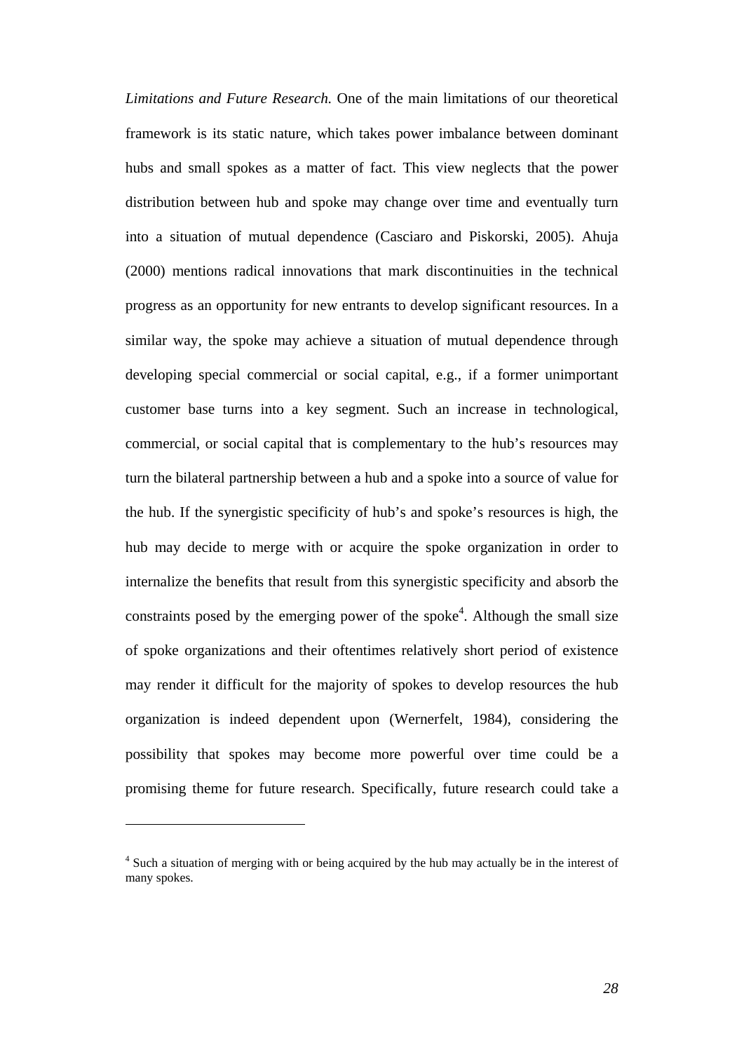*Limitations and Future Research.* One of the main limitations of our theoretical framework is its static nature, which takes power imbalance between dominant hubs and small spokes as a matter of fact. This view neglects that the power distribution between hub and spoke may change over time and eventually turn into a situation of mutual dependence (Casciaro and Piskorski, 2005). Ahuja (2000) mentions radical innovations that mark discontinuities in the technical progress as an opportunity for new entrants to develop significant resources. In a similar way, the spoke may achieve a situation of mutual dependence through developing special commercial or social capital, e.g., if a former unimportant customer base turns into a key segment. Such an increase in technological, commercial, or social capital that is complementary to the hub's resources may turn the bilateral partnership between a hub and a spoke into a source of value for the hub. If the synergistic specificity of hub's and spoke's resources is high, the hub may decide to merge with or acquire the spoke organization in order to internalize the benefits that result from this synergistic specificity and absorb the constraints posed by the emerging power of the spoke[4]. Although the small size of spoke organizations and their oftentimes relatively short period of existence may render it difficult for the majority of spokes to develop resources the hub organization is indeed dependent upon (Wernerfelt, 1984), considering the possibility that spokes may become more powerful over time could be a promising theme for future research. Specifically, future research could take a

---

[4] Such a situation of merging with or being acquired by the hub may actually be in the interest of many spokes.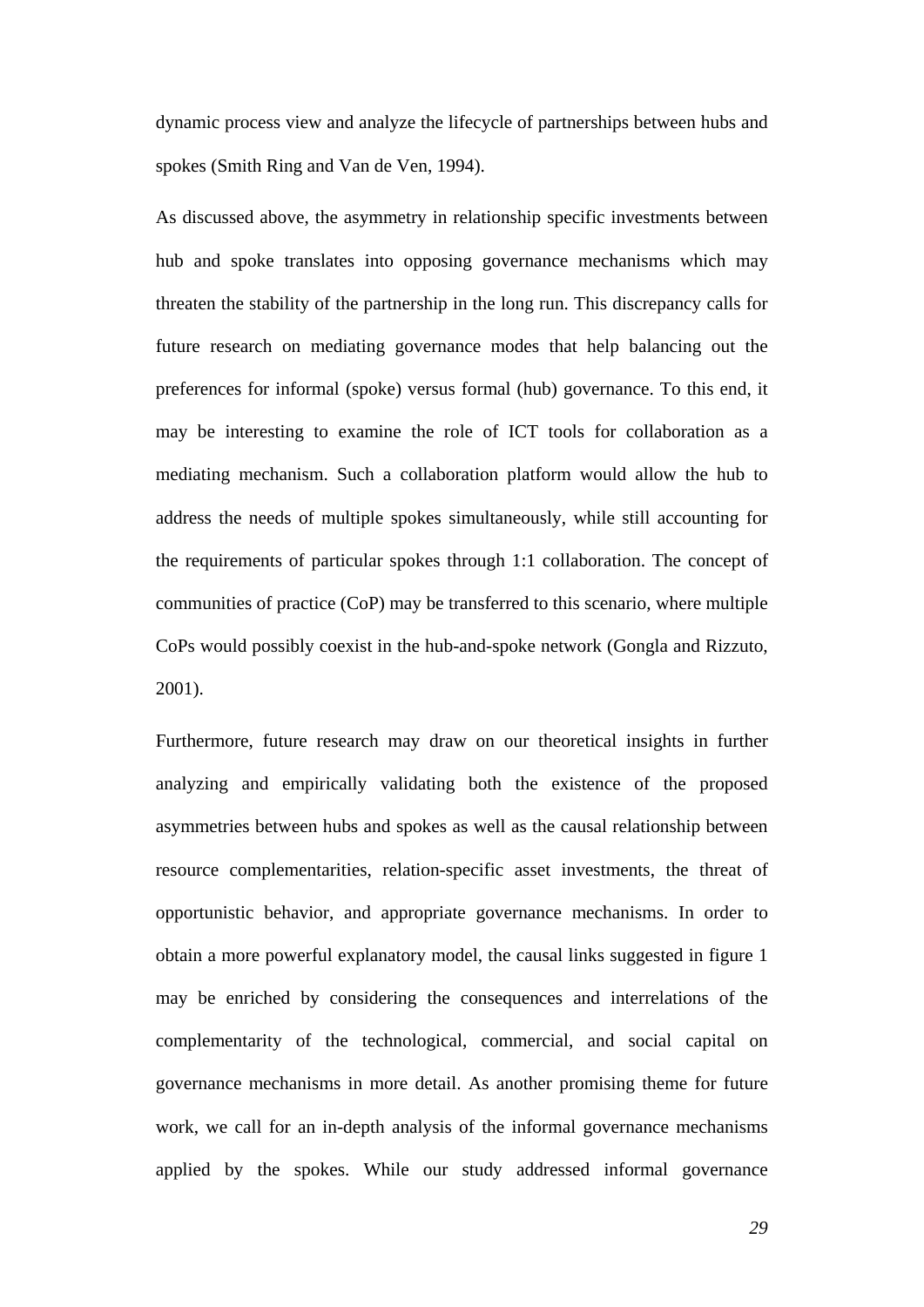dynamic process view and analyze the lifecycle of partnerships between hubs and spokes (Smith Ring and Van de Ven, 1994).

As discussed above, the asymmetry in relationship specific investments between hub and spoke translates into opposing governance mechanisms which may threaten the stability of the partnership in the long run. This discrepancy calls for future research on mediating governance modes that help balancing out the preferences for informal (spoke) versus formal (hub) governance. To this end, it may be interesting to examine the role of ICT tools for collaboration as a mediating mechanism. Such a collaboration platform would allow the hub to address the needs of multiple spokes simultaneously, while still accounting for the requirements of particular spokes through 1:1 collaboration. The concept of communities of practice (CoP) may be transferred to this scenario, where multiple CoPs would possibly coexist in the hub-and-spoke network (Gongla and Rizzuto, 2001).

Furthermore, future research may draw on our theoretical insights in further analyzing and empirically validating both the existence of the proposed asymmetries between hubs and spokes as well as the causal relationship between resource complementarities, relation-specific asset investments, the threat of opportunistic behavior, and appropriate governance mechanisms. In order to obtain a more powerful explanatory model, the causal links suggested in figure 1 may be enriched by considering the consequences and interrelations of the complementarity of the technological, commercial, and social capital on governance mechanisms in more detail. As another promising theme for future work, we call for an in-depth analysis of the informal governance mechanisms applied by the spokes. While our study addressed informal governance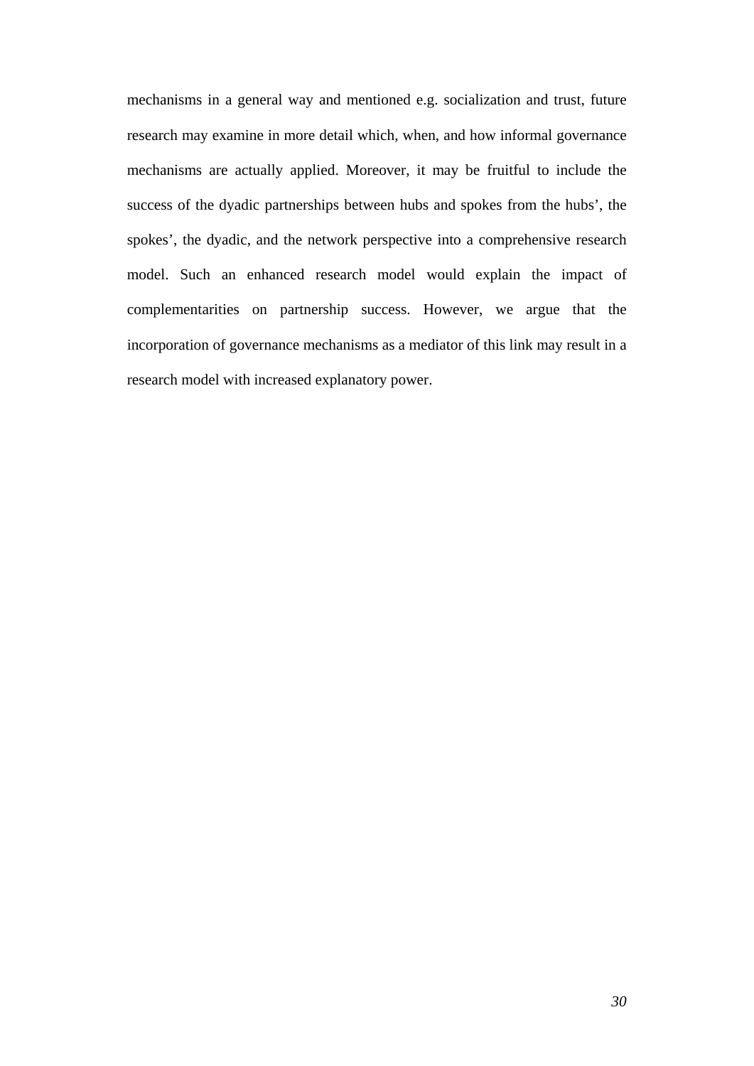mechanisms in a general way and mentioned e.g. socialization and trust, future research may examine in more detail which, when, and how informal governance mechanisms are actually applied. Moreover, it may be fruitful to include the success of the dyadic partnerships between hubs and spokes from the hubs', the spokes', the dyadic, and the network perspective into a comprehensive research model. Such an enhanced research model would explain the impact of complementarities on partnership success. However, we argue that the incorporation of governance mechanisms as a mediator of this link may result in a research model with increased explanatory power.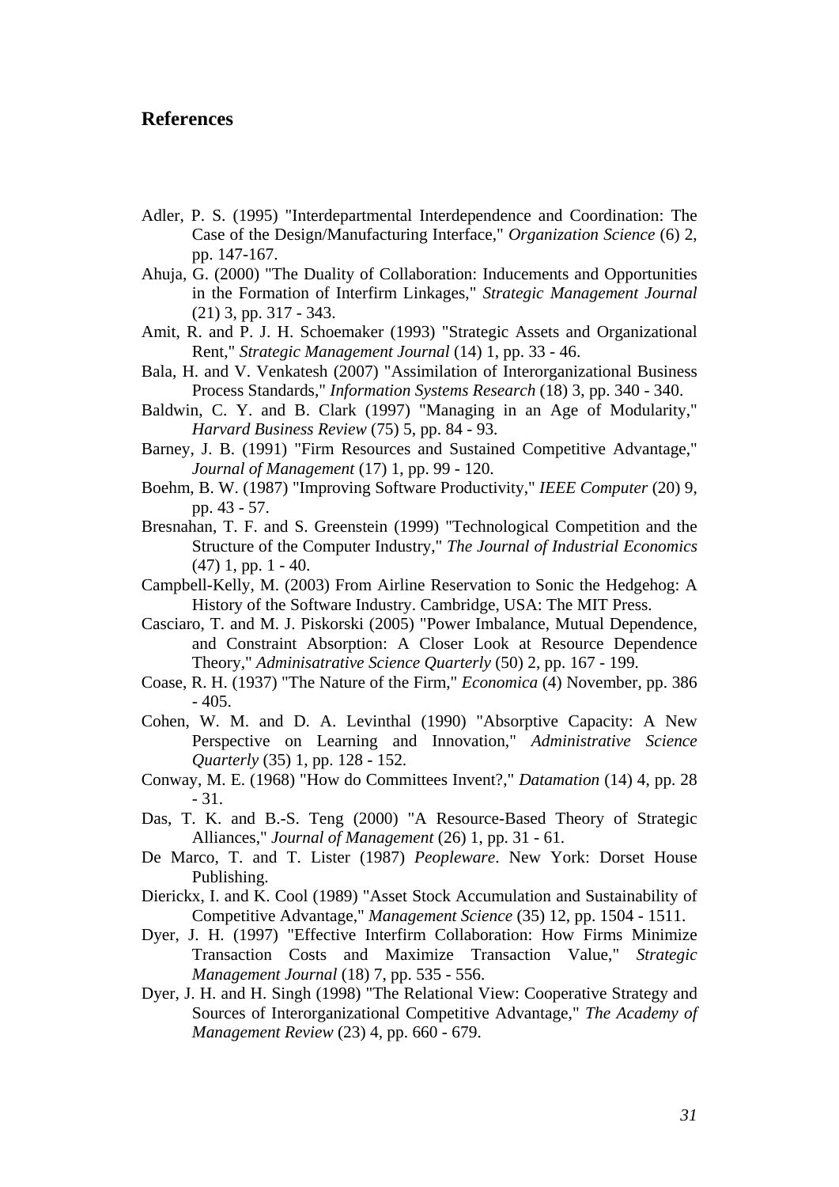## References

Adler, P. S. (1995) "Interdepartmental Interdependence and Coordination: The Case of the Design/Manufacturing Interface," *Organization Science* (6) 2, pp. 147-167.

Ahuja, G. (2000) "The Duality of Collaboration: Inducements and Opportunities in the Formation of Interfirm Linkages," *Strategic Management Journal* (21) 3, pp. 317 - 343.

Amit, R. and P. J. H. Schoemaker (1993) "Strategic Assets and Organizational Rent," *Strategic Management Journal* (14) 1, pp. 33 - 46.

Bala, H. and V. Venkatesh (2007) "Assimilation of Interorganizational Business Process Standards," *Information Systems Research* (18) 3, pp. 340 - 340.

Baldwin, C. Y. and B. Clark (1997) "Managing in an Age of Modularity," *Harvard Business Review* (75) 5, pp. 84 - 93.

Barney, J. B. (1991) "Firm Resources and Sustained Competitive Advantage," *Journal of Management* (17) 1, pp. 99 - 120.

Boehm, B. W. (1987) "Improving Software Productivity," *IEEE Computer* (20) 9, pp. 43 - 57.

Bresnahan, T. F. and S. Greenstein (1999) "Technological Competition and the Structure of the Computer Industry," *The Journal of Industrial Economics* (47) 1, pp. 1 - 40.

Campbell-Kelly, M. (2003) From Airline Reservation to Sonic the Hedgehog: A History of the Software Industry. Cambridge, USA: The MIT Press.

Casciaro, T. and M. J. Piskorski (2005) "Power Imbalance, Mutual Dependence, and Constraint Absorption: A Closer Look at Resource Dependence Theory," *Adminisatrative Science Quarterly* (50) 2, pp. 167 - 199.

Coase, R. H. (1937) "The Nature of the Firm," *Economica* (4) November, pp. 386 - 405.

Cohen, W. M. and D. A. Levinthal (1990) "Absorptive Capacity: A New Perspective on Learning and Innovation," *Administrative Science Quarterly* (35) 1, pp. 128 - 152.

Conway, M. E. (1968) "How do Committees Invent?," *Datamation* (14) 4, pp. 28 - 31.

Das, T. K. and B.-S. Teng (2000) "A Resource-Based Theory of Strategic Alliances," *Journal of Management* (26) 1, pp. 31 - 61.

De Marco, T. and T. Lister (1987) *Peopleware*. New York: Dorset House Publishing.

Dierickx, I. and K. Cool (1989) "Asset Stock Accumulation and Sustainability of Competitive Advantage," *Management Science* (35) 12, pp. 1504 - 1511.

Dyer, J. H. (1997) "Effective Interfirm Collaboration: How Firms Minimize Transaction Costs and Maximize Transaction Value," *Strategic Management Journal* (18) 7, pp. 535 - 556.

Dyer, J. H. and H. Singh (1998) "The Relational View: Cooperative Strategy and Sources of Interorganizational Competitive Advantage," *The Academy of Management Review* (23) 4, pp. 660 - 679.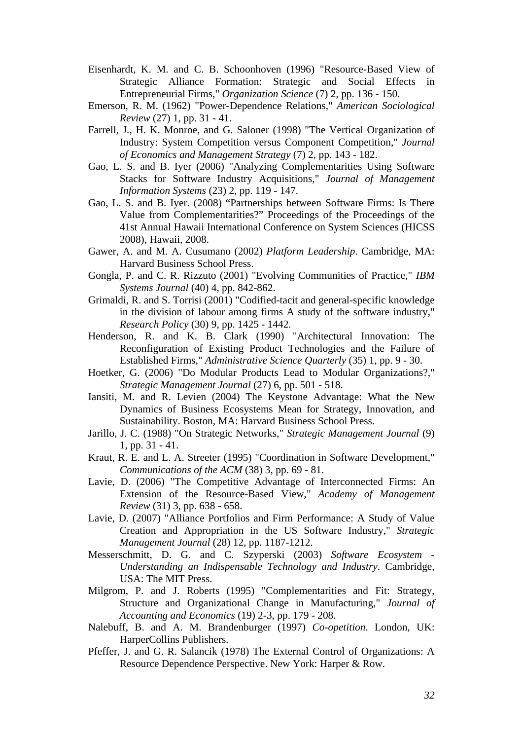Eisenhardt, K. M. and C. B. Schoonhoven (1996) "Resource-Based View of Strategic Alliance Formation: Strategic and Social Effects in Entrepreneurial Firms," *Organization Science* (7) 2, pp. 136 - 150.

Emerson, R. M. (1962) "Power-Dependence Relations," *American Sociological Review* (27) 1, pp. 31 - 41.

Farrell, J., H. K. Monroe, and G. Saloner (1998) "The Vertical Organization of Industry: System Competition versus Component Competition," *Journal of Economics and Management Strategy* (7) 2, pp. 143 - 182.

Gao, L. S. and B. Iyer (2006) "Analyzing Complementarities Using Software Stacks for Software Industry Acquisitions," *Journal of Management Information Systems* (23) 2, pp. 119 - 147.

Gao, L. S. and B. Iyer. (2008) "Partnerships between Software Firms: Is There Value from Complementarities?" Proceedings of the Proceedings of the 41st Annual Hawaii International Conference on System Sciences (HICSS 2008), Hawaii, 2008.

Gawer, A. and M. A. Cusumano (2002) *Platform Leadership*. Cambridge, MA: Harvard Business School Press.

Gongla, P. and C. R. Rizzuto (2001) "Evolving Communities of Practice," *IBM Systems Journal* (40) 4, pp. 842-862.

Grimaldi, R. and S. Torrisi (2001) "Codified-tacit and general-specific knowledge in the division of labour among firms A study of the software industry," *Research Policy* (30) 9, pp. 1425 - 1442.

Henderson, R. and K. B. Clark (1990) "Architectural Innovation: The Reconfiguration of Existing Product Technologies and the Failure of Established Firms," *Administrative Science Quarterly* (35) 1, pp. 9 - 30.

Hoetker, G. (2006) "Do Modular Products Lead to Modular Organizations?," *Strategic Management Journal* (27) 6, pp. 501 - 518.

Iansiti, M. and R. Levien (2004) The Keystone Advantage: What the New Dynamics of Business Ecosystems Mean for Strategy, Innovation, and Sustainability. Boston, MA: Harvard Business School Press.

Jarillo, J. C. (1988) "On Strategic Networks," *Strategic Management Journal* (9) 1, pp. 31 - 41.

Kraut, R. E. and L. A. Streeter (1995) "Coordination in Software Development," *Communications of the ACM* (38) 3, pp. 69 - 81.

Lavie, D. (2006) "The Competitive Advantage of Interconnected Firms: An Extension of the Resource-Based View," *Academy of Management Review* (31) 3, pp. 638 - 658.

Lavie, D. (2007) "Alliance Portfolios and Firm Performance: A Study of Value Creation and Appropriation in the US Software Industry," *Strategic Management Journal* (28) 12, pp. 1187-1212.

Messerschmitt, D. G. and C. Szyperski (2003) *Software Ecosystem - Understanding an Indispensable Technology and Industry*. Cambridge, USA: The MIT Press.

Milgrom, P. and J. Roberts (1995) "Complementarities and Fit: Strategy, Structure and Organizational Change in Manufacturing," *Journal of Accounting and Economics* (19) 2-3, pp. 179 - 208.

Nalebuff, B. and A. M. Brandenburger (1997) *Co-opetition*. London, UK: HarperCollins Publishers.

Pfeffer, J. and G. R. Salancik (1978) The External Control of Organizations: A Resource Dependence Perspective. New York: Harper & Row.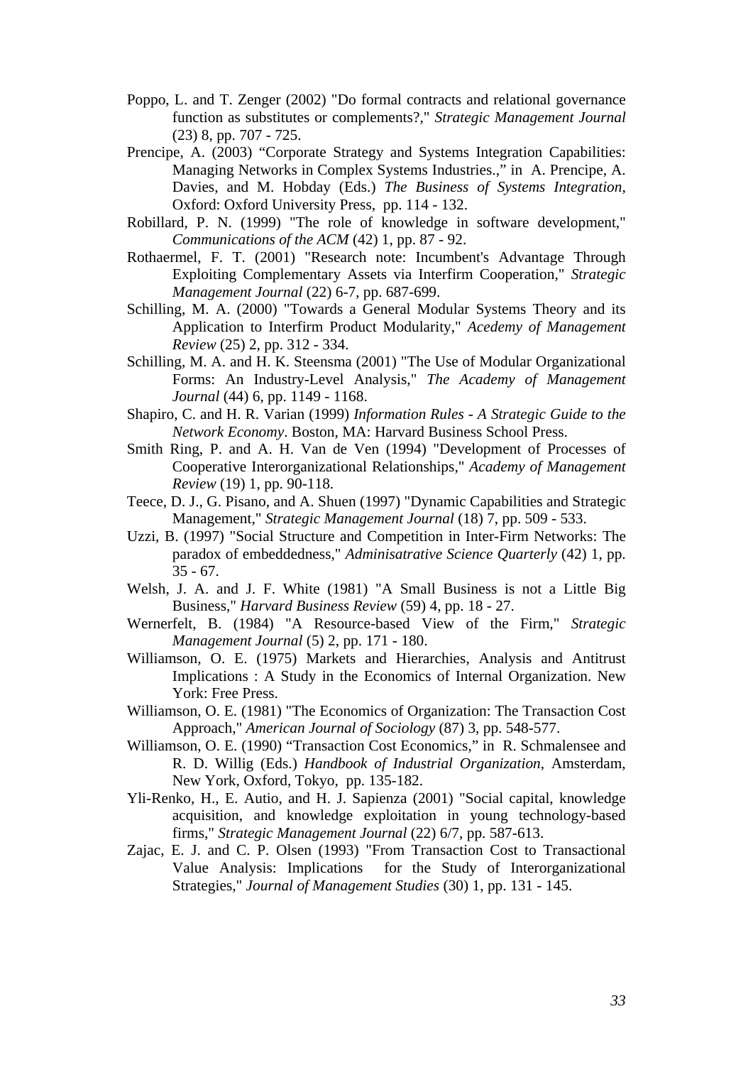Poppo, L. and T. Zenger (2002) "Do formal contracts and relational governance function as substitutes or complements?," *Strategic Management Journal* (23) 8, pp. 707 - 725.

Prencipe, A. (2003) "Corporate Strategy and Systems Integration Capabilities: Managing Networks in Complex Systems Industries.," in A. Prencipe, A. Davies, and M. Hobday (Eds.) *The Business of Systems Integration*, Oxford: Oxford University Press, pp. 114 - 132.

Robillard, P. N. (1999) "The role of knowledge in software development," *Communications of the ACM* (42) 1, pp. 87 - 92.

Rothaermel, F. T. (2001) "Research note: Incumbent's Advantage Through Exploiting Complementary Assets via Interfirm Cooperation," *Strategic Management Journal* (22) 6-7, pp. 687-699.

Schilling, M. A. (2000) "Towards a General Modular Systems Theory and its Application to Interfirm Product Modularity," *Acedemy of Management Review* (25) 2, pp. 312 - 334.

Schilling, M. A. and H. K. Steensma (2001) "The Use of Modular Organizational Forms: An Industry-Level Analysis," *The Academy of Management Journal* (44) 6, pp. 1149 - 1168.

Shapiro, C. and H. R. Varian (1999) *Information Rules - A Strategic Guide to the Network Economy*. Boston, MA: Harvard Business School Press.

Smith Ring, P. and A. H. Van de Ven (1994) "Development of Processes of Cooperative Interorganizational Relationships," *Academy of Management Review* (19) 1, pp. 90-118.

Teece, D. J., G. Pisano, and A. Shuen (1997) "Dynamic Capabilities and Strategic Management," *Strategic Management Journal* (18) 7, pp. 509 - 533.

Uzzi, B. (1997) "Social Structure and Competition in Inter-Firm Networks: The paradox of embeddedness," *Adminisatrative Science Quarterly* (42) 1, pp. 35 - 67.

Welsh, J. A. and J. F. White (1981) "A Small Business is not a Little Big Business," *Harvard Business Review* (59) 4, pp. 18 - 27.

Wernerfelt, B. (1984) "A Resource-based View of the Firm," *Strategic Management Journal* (5) 2, pp. 171 - 180.

Williamson, O. E. (1975) Markets and Hierarchies, Analysis and Antitrust Implications : A Study in the Economics of Internal Organization. New York: Free Press.

Williamson, O. E. (1981) "The Economics of Organization: The Transaction Cost Approach," *American Journal of Sociology* (87) 3, pp. 548-577.

Williamson, O. E. (1990) "Transaction Cost Economics," in R. Schmalensee and R. D. Willig (Eds.) *Handbook of Industrial Organization*, Amsterdam, New York, Oxford, Tokyo, pp. 135-182.

Yli-Renko, H., E. Autio, and H. J. Sapienza (2001) "Social capital, knowledge acquisition, and knowledge exploitation in young technology-based firms," *Strategic Management Journal* (22) 6/7, pp. 587-613.

Zajac, E. J. and C. P. Olsen (1993) "From Transaction Cost to Transactional Value Analysis: Implications for the Study of Interorganizational Strategies," *Journal of Management Studies* (30) 1, pp. 131 - 145.